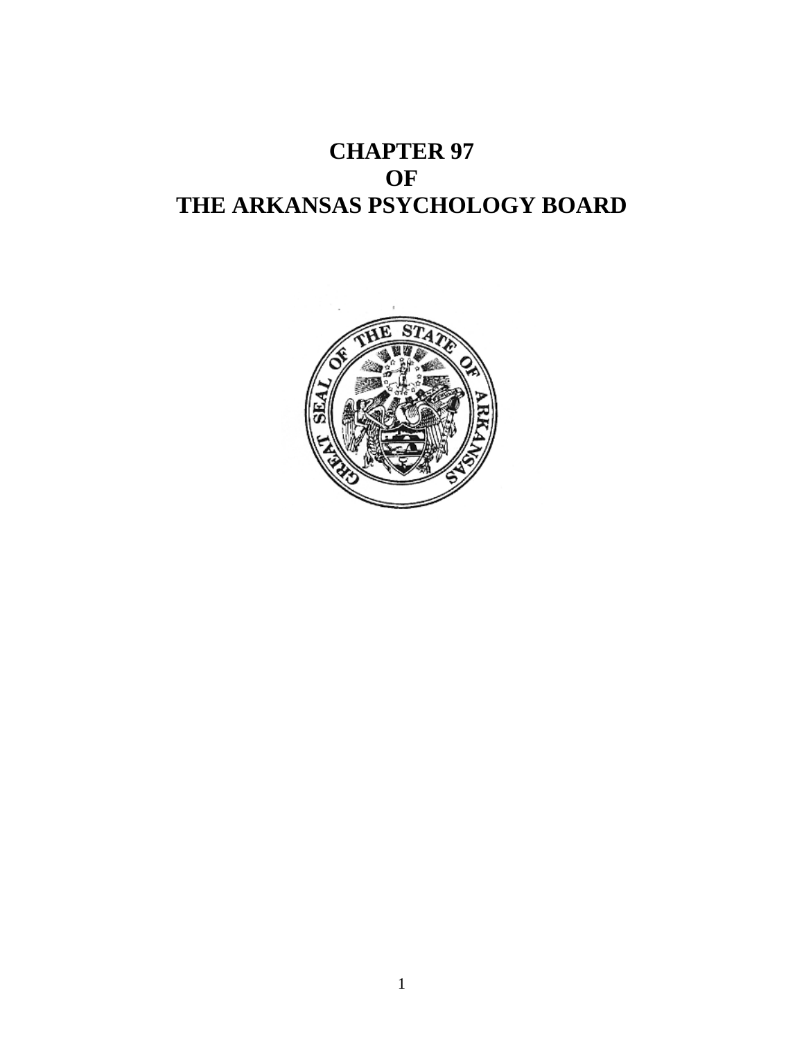# CHAPTER 97
# OF
# THE ARKANSAS PSYCHOLOGY BOARD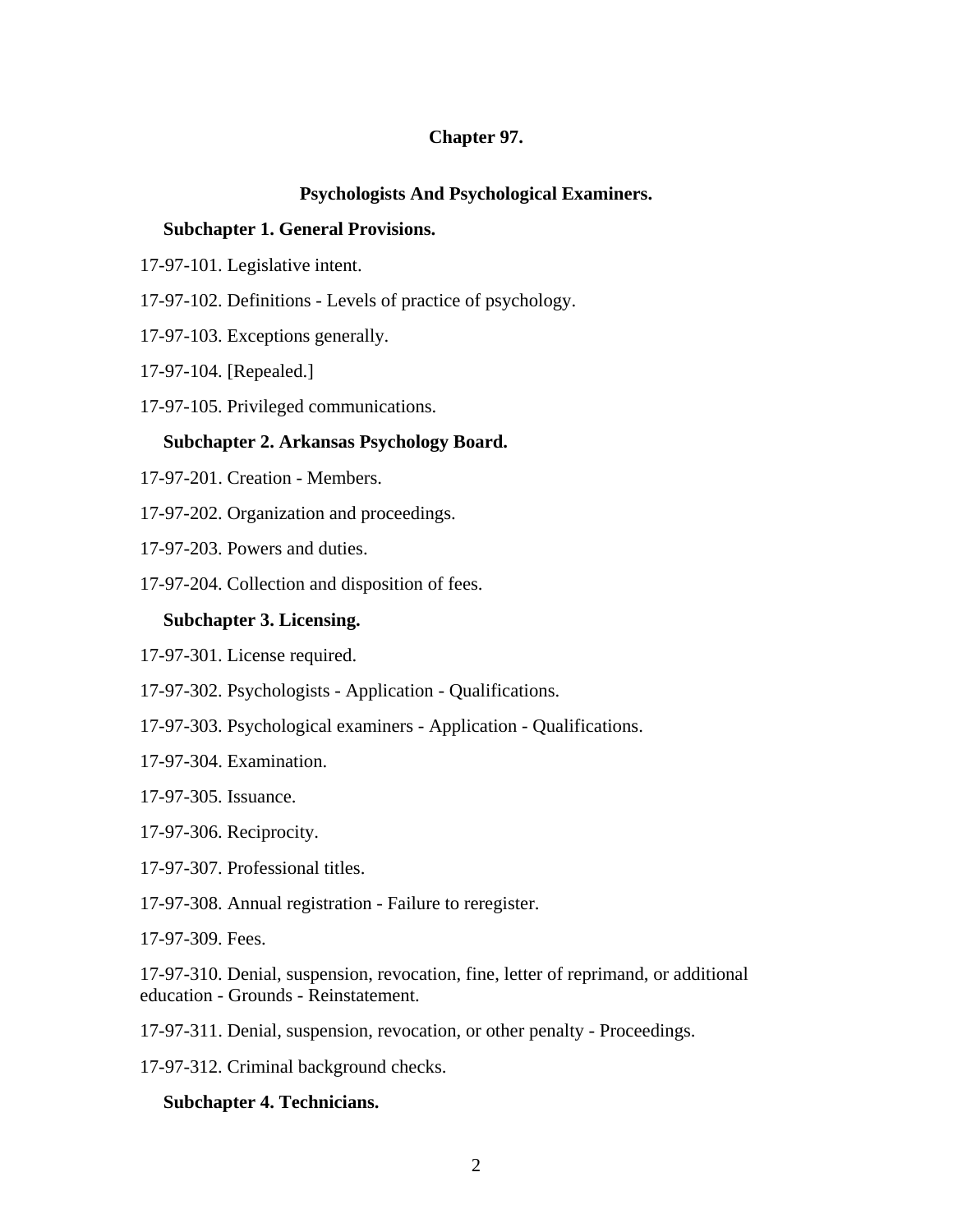# Chapter 97.

## Psychologists And Psychological Examiners.

### Subchapter 1. General Provisions.

17-97-101. Legislative intent.

17-97-102. Definitions - Levels of practice of psychology.

17-97-103. Exceptions generally.

17-97-104. [Repealed.]

17-97-105. Privileged communications.

### Subchapter 2. Arkansas Psychology Board.

17-97-201. Creation - Members.

17-97-202. Organization and proceedings.

17-97-203. Powers and duties.

17-97-204. Collection and disposition of fees.

### Subchapter 3. Licensing.

17-97-301. License required.

17-97-302. Psychologists - Application - Qualifications.

17-97-303. Psychological examiners - Application - Qualifications.

17-97-304. Examination.

17-97-305. Issuance.

17-97-306. Reciprocity.

17-97-307. Professional titles.

17-97-308. Annual registration - Failure to reregister.

17-97-309. Fees.

17-97-310. Denial, suspension, revocation, fine, letter of reprimand, or additional education - Grounds - Reinstatement.

17-97-311. Denial, suspension, revocation, or other penalty - Proceedings.

17-97-312. Criminal background checks.

### Subchapter 4. Technicians.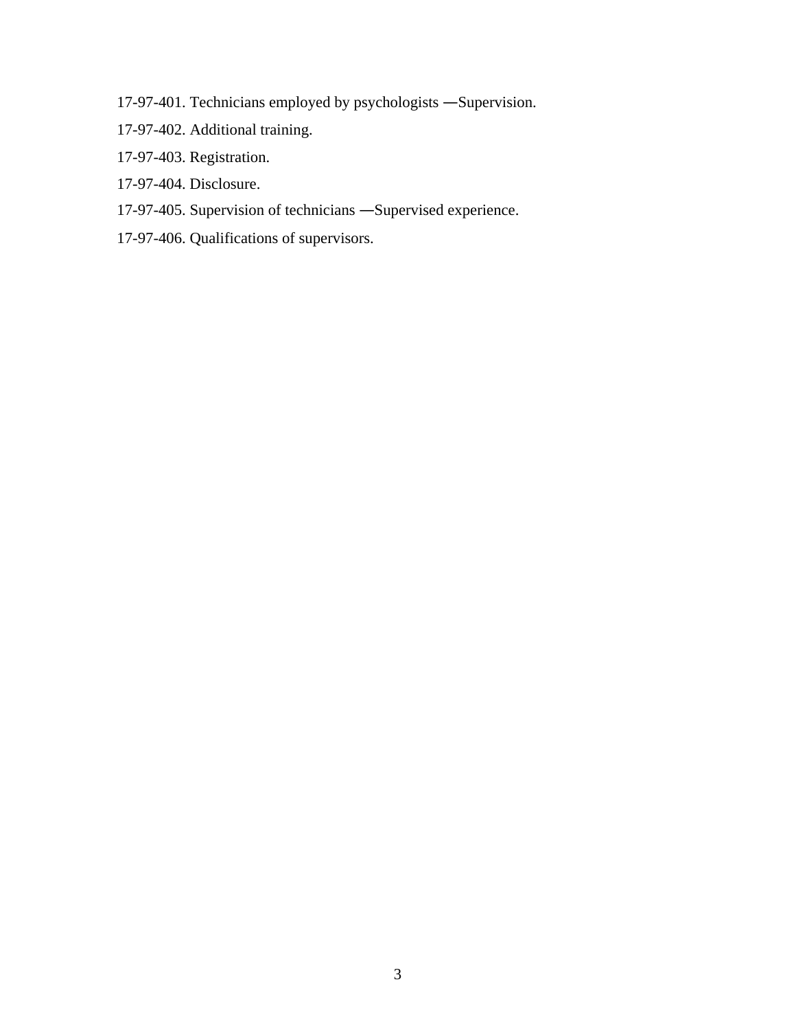17-97-401. Technicians employed by psychologists —Supervision.

17-97-402. Additional training.

17-97-403. Registration.

17-97-404. Disclosure.

17-97-405. Supervision of technicians —Supervised experience.

17-97-406. Qualifications of supervisors.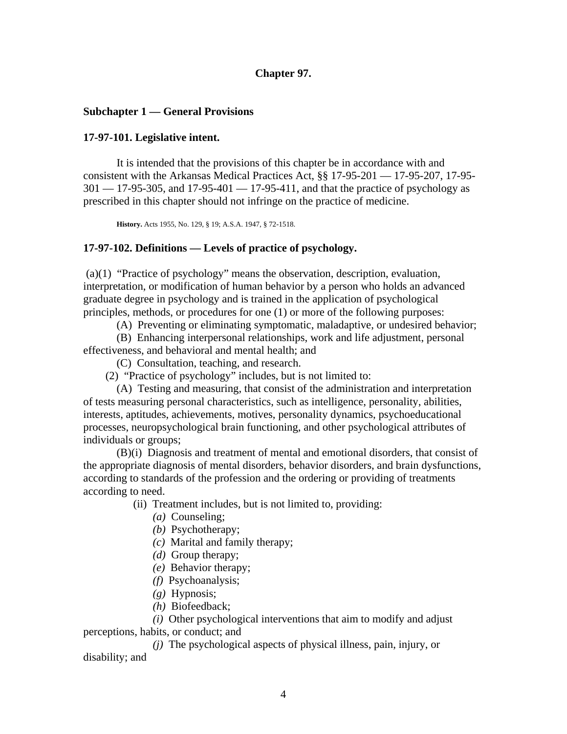# Chapter 97.

## Subchapter 1 — General Provisions

### 17-97-101. Legislative intent.

It is intended that the provisions of this chapter be in accordance with and consistent with the Arkansas Medical Practices Act, §§ 17-95-201 — 17-95-207, 17-95-301 — 17-95-305, and 17-95-401 — 17-95-411, and that the practice of psychology as prescribed in this chapter should not infringe on the practice of medicine.

**History.** Acts 1955, No. 129, § 19; A.S.A. 1947, § 72-1518.

### 17-97-102. Definitions — Levels of practice of psychology.

(a)(1) "Practice of psychology" means the observation, description, evaluation, interpretation, or modification of human behavior by a person who holds an advanced graduate degree in psychology and is trained in the application of psychological principles, methods, or procedures for one (1) or more of the following purposes:

(A) Preventing or eliminating symptomatic, maladaptive, or undesired behavior;

(B) Enhancing interpersonal relationships, work and life adjustment, personal effectiveness, and behavioral and mental health; and

(C) Consultation, teaching, and research.

(2) "Practice of psychology" includes, but is not limited to:

(A) Testing and measuring, that consist of the administration and interpretation of tests measuring personal characteristics, such as intelligence, personality, abilities, interests, aptitudes, achievements, motives, personality dynamics, psychoeducational processes, neuropsychological brain functioning, and other psychological attributes of individuals or groups;

(B)(i) Diagnosis and treatment of mental and emotional disorders, that consist of the appropriate diagnosis of mental disorders, behavior disorders, and brain dysfunctions, according to standards of the profession and the ordering or providing of treatments according to need.

(ii) Treatment includes, but is not limited to, providing:

*(a)* Counseling;

*(b)* Psychotherapy;

*(c)* Marital and family therapy;

*(d)* Group therapy;

*(e)* Behavior therapy;

*(f)* Psychoanalysis;

*(g)* Hypnosis;

*(h)* Biofeedback;

*(i)* Other psychological interventions that aim to modify and adjust perceptions, habits, or conduct; and

*(j)* The psychological aspects of physical illness, pain, injury, or disability; and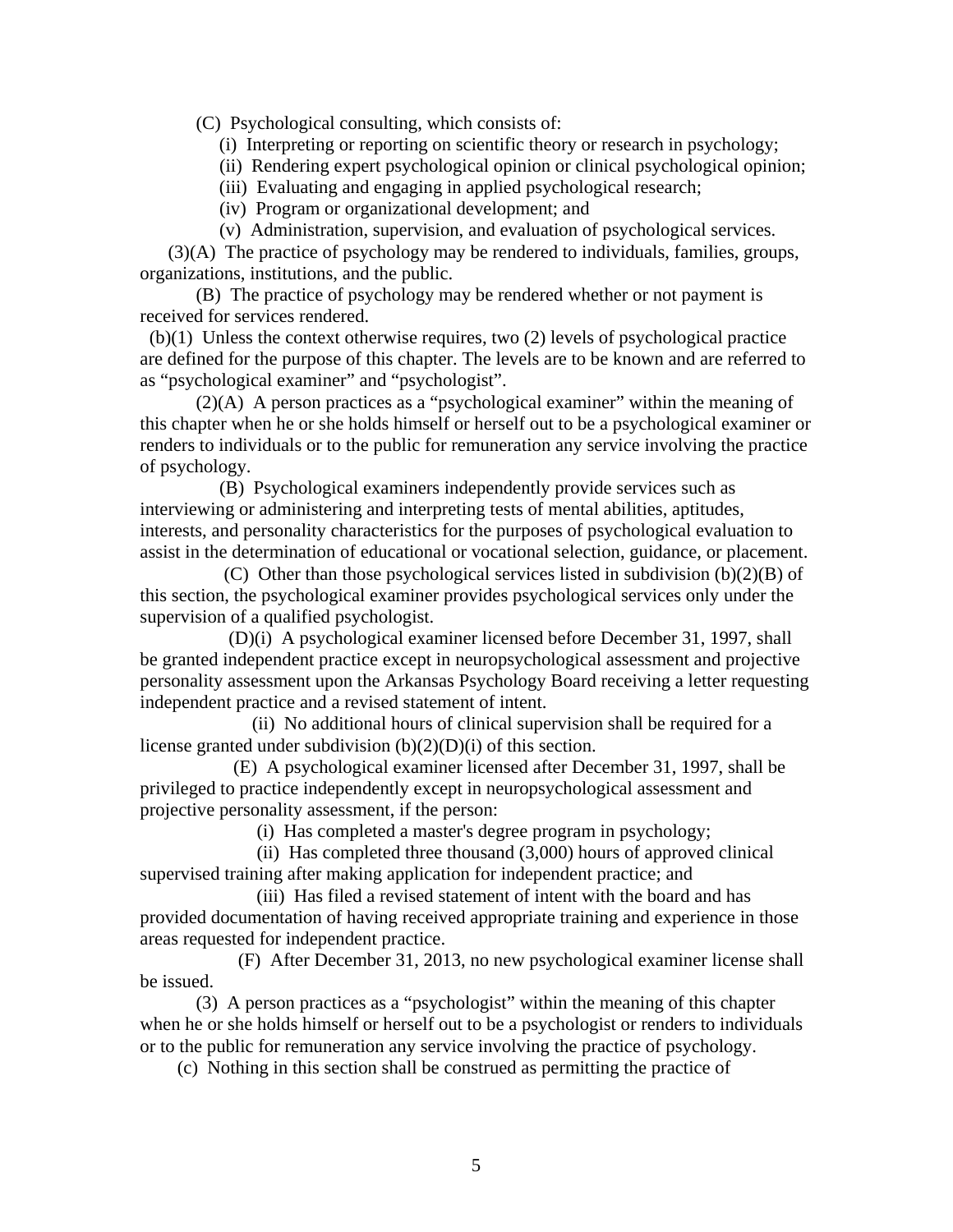(C) Psychological consulting, which consists of:

(i) Interpreting or reporting on scientific theory or research in psychology;

(ii) Rendering expert psychological opinion or clinical psychological opinion;

(iii) Evaluating and engaging in applied psychological research;

(iv) Program or organizational development; and

(v) Administration, supervision, and evaluation of psychological services.

(3)(A) The practice of psychology may be rendered to individuals, families, groups, organizations, institutions, and the public.

(B) The practice of psychology may be rendered whether or not payment is received for services rendered.

(b)(1) Unless the context otherwise requires, two (2) levels of psychological practice are defined for the purpose of this chapter. The levels are to be known and are referred to as "psychological examiner" and "psychologist".

(2)(A) A person practices as a "psychological examiner" within the meaning of this chapter when he or she holds himself or herself out to be a psychological examiner or renders to individuals or to the public for remuneration any service involving the practice of psychology.

(B) Psychological examiners independently provide services such as interviewing or administering and interpreting tests of mental abilities, aptitudes, interests, and personality characteristics for the purposes of psychological evaluation to assist in the determination of educational or vocational selection, guidance, or placement.

(C) Other than those psychological services listed in subdivision (b)(2)(B) of this section, the psychological examiner provides psychological services only under the supervision of a qualified psychologist.

(D)(i) A psychological examiner licensed before December 31, 1997, shall be granted independent practice except in neuropsychological assessment and projective personality assessment upon the Arkansas Psychology Board receiving a letter requesting independent practice and a revised statement of intent.

(ii) No additional hours of clinical supervision shall be required for a license granted under subdivision (b)(2)(D)(i) of this section.

(E) A psychological examiner licensed after December 31, 1997, shall be privileged to practice independently except in neuropsychological assessment and projective personality assessment, if the person:

(i) Has completed a master's degree program in psychology;

(ii) Has completed three thousand (3,000) hours of approved clinical supervised training after making application for independent practice; and

(iii) Has filed a revised statement of intent with the board and has provided documentation of having received appropriate training and experience in those areas requested for independent practice.

(F) After December 31, 2013, no new psychological examiner license shall be issued.

(3) A person practices as a "psychologist" within the meaning of this chapter when he or she holds himself or herself out to be a psychologist or renders to individuals or to the public for remuneration any service involving the practice of psychology.

(c) Nothing in this section shall be construed as permitting the practice of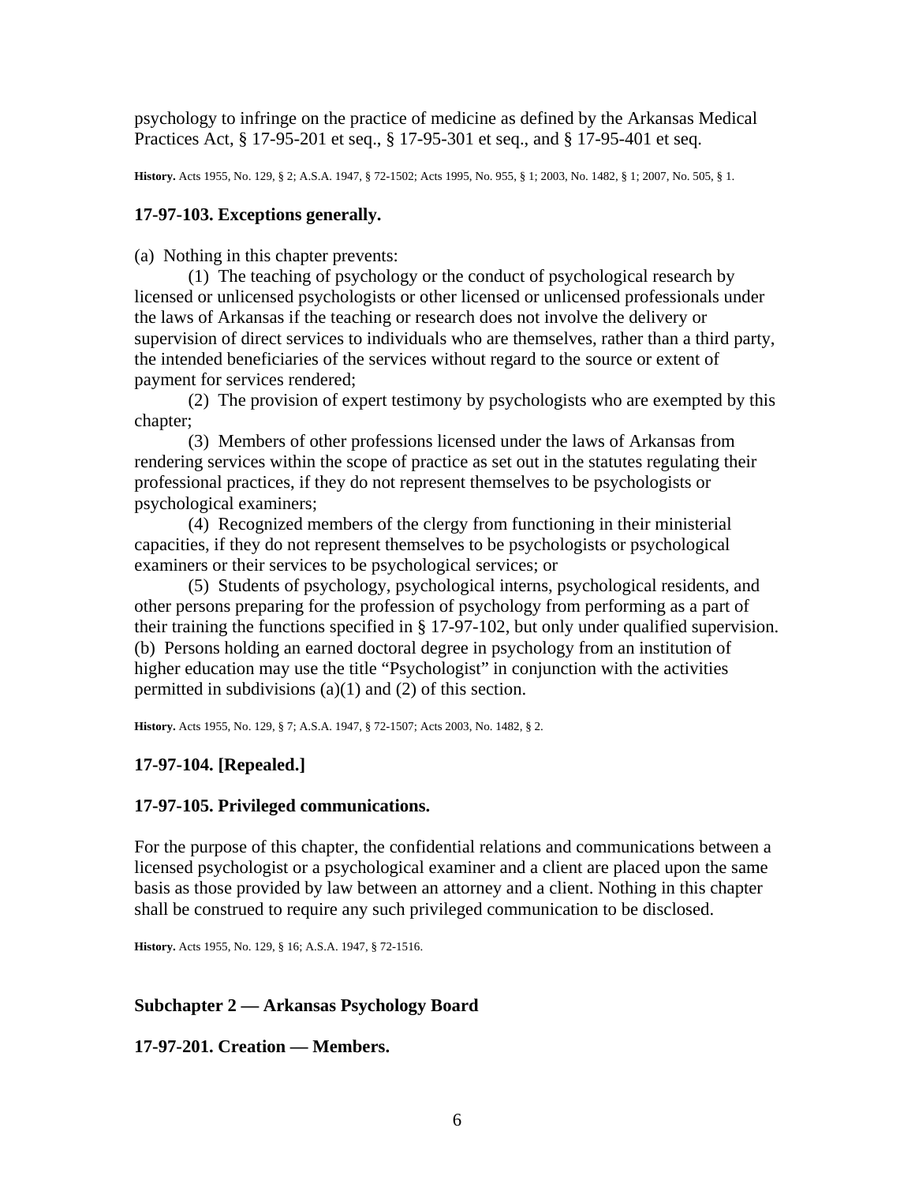psychology to infringe on the practice of medicine as defined by the Arkansas Medical Practices Act, § 17-95-201 et seq., § 17-95-301 et seq., and § 17-95-401 et seq.

**History.** Acts 1955, No. 129, § 2; A.S.A. 1947, § 72-1502; Acts 1995, No. 955, § 1; 2003, No. 1482, § 1; 2007, No. 505, § 1.

### 17-97-103. Exceptions generally.

(a) Nothing in this chapter prevents:

(1) The teaching of psychology or the conduct of psychological research by licensed or unlicensed psychologists or other licensed or unlicensed professionals under the laws of Arkansas if the teaching or research does not involve the delivery or supervision of direct services to individuals who are themselves, rather than a third party, the intended beneficiaries of the services without regard to the source or extent of payment for services rendered;

(2) The provision of expert testimony by psychologists who are exempted by this chapter;

(3) Members of other professions licensed under the laws of Arkansas from rendering services within the scope of practice as set out in the statutes regulating their professional practices, if they do not represent themselves to be psychologists or psychological examiners;

(4) Recognized members of the clergy from functioning in their ministerial capacities, if they do not represent themselves to be psychologists or psychological examiners or their services to be psychological services; or

(5) Students of psychology, psychological interns, psychological residents, and other persons preparing for the profession of psychology from performing as a part of their training the functions specified in § 17-97-102, but only under qualified supervision.

(b) Persons holding an earned doctoral degree in psychology from an institution of higher education may use the title "Psychologist" in conjunction with the activities permitted in subdivisions (a)(1) and (2) of this section.

**History.** Acts 1955, No. 129, § 7; A.S.A. 1947, § 72-1507; Acts 2003, No. 1482, § 2.

### 17-97-104. [Repealed.]

### 17-97-105. Privileged communications.

For the purpose of this chapter, the confidential relations and communications between a licensed psychologist or a psychological examiner and a client are placed upon the same basis as those provided by law between an attorney and a client. Nothing in this chapter shall be construed to require any such privileged communication to be disclosed.

**History.** Acts 1955, No. 129, § 16; A.S.A. 1947, § 72-1516.

## Subchapter 2 — Arkansas Psychology Board

### 17-97-201. Creation — Members.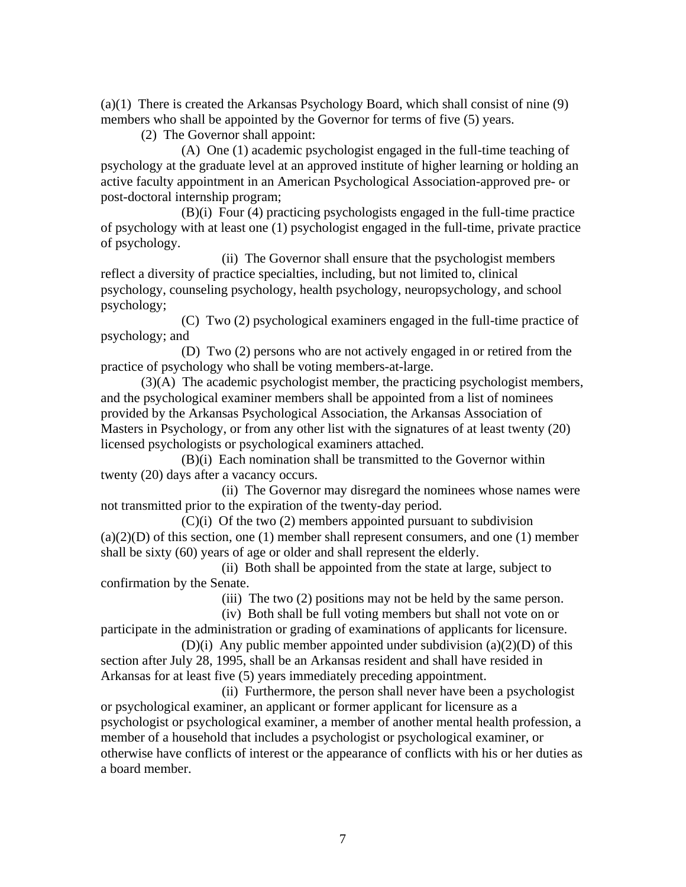(a)(1) There is created the Arkansas Psychology Board, which shall consist of nine (9) members who shall be appointed by the Governor for terms of five (5) years.

(2) The Governor shall appoint:

(A) One (1) academic psychologist engaged in the full-time teaching of psychology at the graduate level at an approved institute of higher learning or holding an active faculty appointment in an American Psychological Association-approved pre- or post-doctoral internship program;

(B)(i) Four (4) practicing psychologists engaged in the full-time practice of psychology with at least one (1) psychologist engaged in the full-time, private practice of psychology.

(ii) The Governor shall ensure that the psychologist members reflect a diversity of practice specialties, including, but not limited to, clinical psychology, counseling psychology, health psychology, neuropsychology, and school psychology;

(C) Two (2) psychological examiners engaged in the full-time practice of psychology; and

(D) Two (2) persons who are not actively engaged in or retired from the practice of psychology who shall be voting members-at-large.

(3)(A) The academic psychologist member, the practicing psychologist members, and the psychological examiner members shall be appointed from a list of nominees provided by the Arkansas Psychological Association, the Arkansas Association of Masters in Psychology, or from any other list with the signatures of at least twenty (20) licensed psychologists or psychological examiners attached.

(B)(i) Each nomination shall be transmitted to the Governor within twenty (20) days after a vacancy occurs.

(ii) The Governor may disregard the nominees whose names were not transmitted prior to the expiration of the twenty-day period.

(C)(i) Of the two (2) members appointed pursuant to subdivision (a)(2)(D) of this section, one (1) member shall represent consumers, and one (1) member shall be sixty (60) years of age or older and shall represent the elderly.

(ii) Both shall be appointed from the state at large, subject to confirmation by the Senate.

(iii) The two (2) positions may not be held by the same person.

(iv) Both shall be full voting members but shall not vote on or participate in the administration or grading of examinations of applicants for licensure.

(D)(i) Any public member appointed under subdivision (a)(2)(D) of this section after July 28, 1995, shall be an Arkansas resident and shall have resided in Arkansas for at least five (5) years immediately preceding appointment.

(ii) Furthermore, the person shall never have been a psychologist or psychological examiner, an applicant or former applicant for licensure as a psychologist or psychological examiner, a member of another mental health profession, a member of a household that includes a psychologist or psychological examiner, or otherwise have conflicts of interest or the appearance of conflicts with his or her duties as a board member.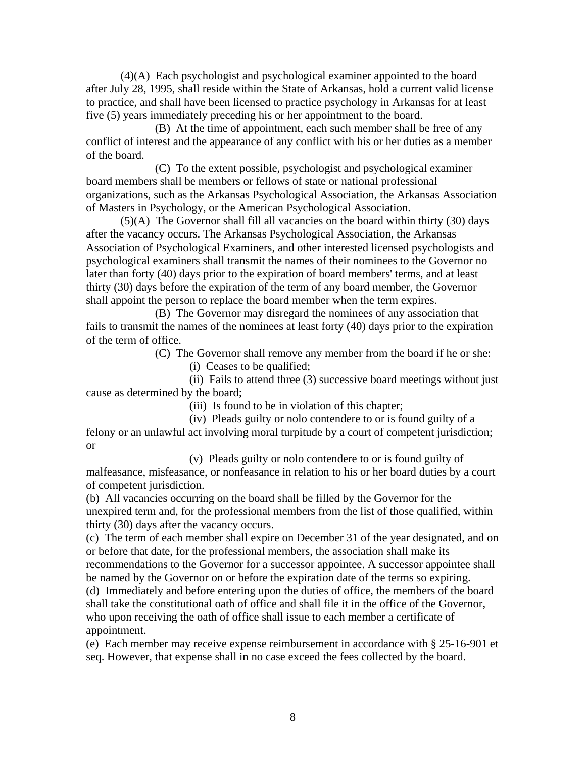(4)(A) Each psychologist and psychological examiner appointed to the board after July 28, 1995, shall reside within the State of Arkansas, hold a current valid license to practice, and shall have been licensed to practice psychology in Arkansas for at least five (5) years immediately preceding his or her appointment to the board.

(B) At the time of appointment, each such member shall be free of any conflict of interest and the appearance of any conflict with his or her duties as a member of the board.

(C) To the extent possible, psychologist and psychological examiner board members shall be members or fellows of state or national professional organizations, such as the Arkansas Psychological Association, the Arkansas Association of Masters in Psychology, or the American Psychological Association.

(5)(A) The Governor shall fill all vacancies on the board within thirty (30) days after the vacancy occurs. The Arkansas Psychological Association, the Arkansas Association of Psychological Examiners, and other interested licensed psychologists and psychological examiners shall transmit the names of their nominees to the Governor no later than forty (40) days prior to the expiration of board members' terms, and at least thirty (30) days before the expiration of the term of any board member, the Governor shall appoint the person to replace the board member when the term expires.

(B) The Governor may disregard the nominees of any association that fails to transmit the names of the nominees at least forty (40) days prior to the expiration of the term of office.

(C) The Governor shall remove any member from the board if he or she:

(i) Ceases to be qualified;

(ii) Fails to attend three (3) successive board meetings without just cause as determined by the board;

(iii) Is found to be in violation of this chapter;

(iv) Pleads guilty or nolo contendere to or is found guilty of a felony or an unlawful act involving moral turpitude by a court of competent jurisdiction; or

(v) Pleads guilty or nolo contendere to or is found guilty of malfeasance, misfeasance, or nonfeasance in relation to his or her board duties by a court of competent jurisdiction.

(b) All vacancies occurring on the board shall be filled by the Governor for the unexpired term and, for the professional members from the list of those qualified, within thirty (30) days after the vacancy occurs.

(c) The term of each member shall expire on December 31 of the year designated, and on or before that date, for the professional members, the association shall make its recommendations to the Governor for a successor appointee. A successor appointee shall be named by the Governor on or before the expiration date of the terms so expiring.

(d) Immediately and before entering upon the duties of office, the members of the board shall take the constitutional oath of office and shall file it in the office of the Governor, who upon receiving the oath of office shall issue to each member a certificate of appointment.

(e) Each member may receive expense reimbursement in accordance with § 25-16-901 et seq. However, that expense shall in no case exceed the fees collected by the board.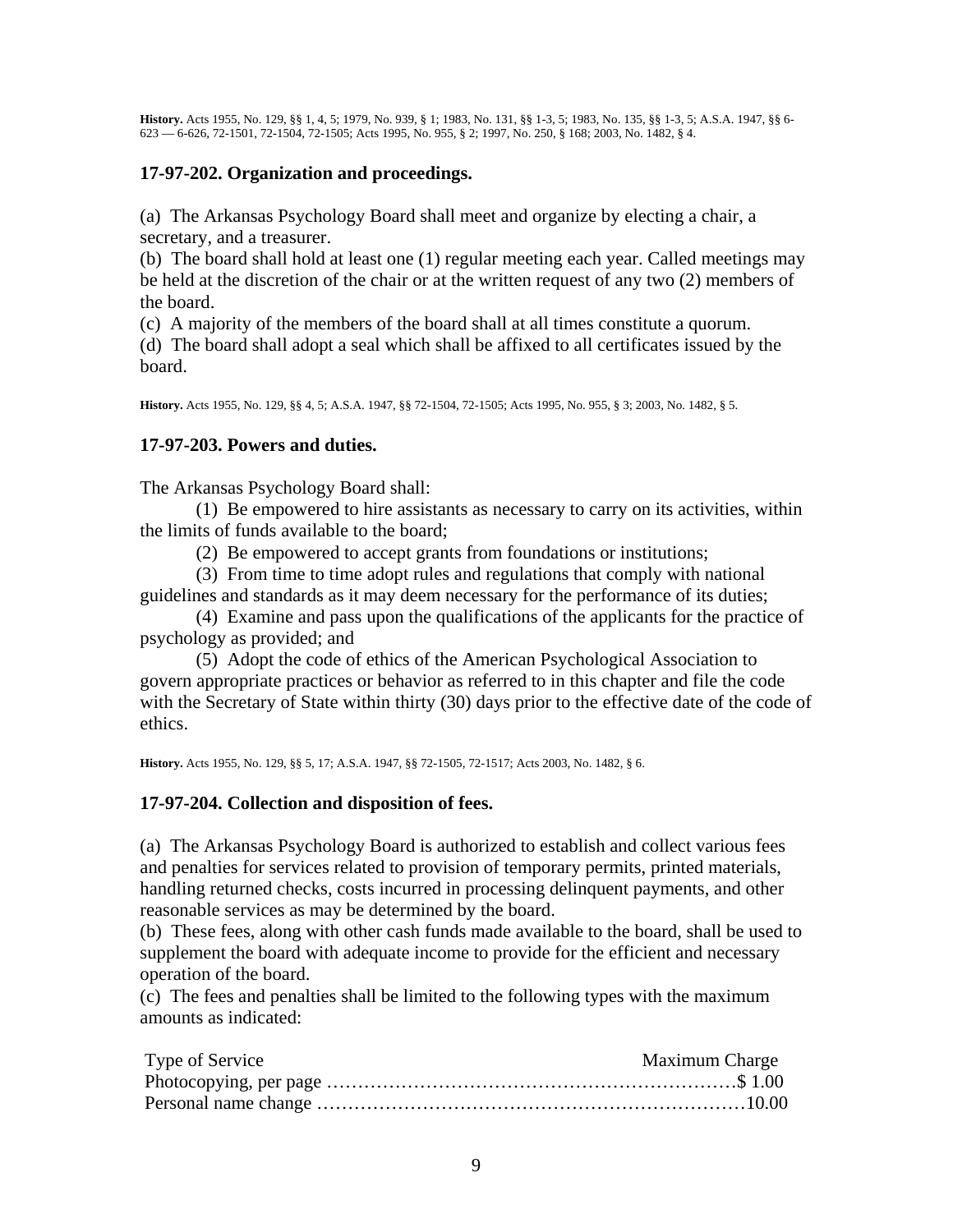**History.** Acts 1955, No. 129, §§ 1, 4, 5; 1979, No. 939, § 1; 1983, No. 131, §§ 1-3, 5; 1983, No. 135, §§ 1-3, 5; A.S.A. 1947, §§ 6-623 — 6-626, 72-1501, 72-1504, 72-1505; Acts 1995, No. 955, § 2; 1997, No. 250, § 168; 2003, No. 1482, § 4.

### 17-97-202. Organization and proceedings.

(a) The Arkansas Psychology Board shall meet and organize by electing a chair, a secretary, and a treasurer.
(b) The board shall hold at least one (1) regular meeting each year. Called meetings may be held at the discretion of the chair or at the written request of any two (2) members of the board.
(c) A majority of the members of the board shall at all times constitute a quorum.
(d) The board shall adopt a seal which shall be affixed to all certificates issued by the board.

**History.** Acts 1955, No. 129, §§ 4, 5; A.S.A. 1947, §§ 72-1504, 72-1505; Acts 1995, No. 955, § 3; 2003, No. 1482, § 5.

### 17-97-203. Powers and duties.

The Arkansas Psychology Board shall:

(1) Be empowered to hire assistants as necessary to carry on its activities, within the limits of funds available to the board;

(2) Be empowered to accept grants from foundations or institutions;

(3) From time to time adopt rules and regulations that comply with national guidelines and standards as it may deem necessary for the performance of its duties;

(4) Examine and pass upon the qualifications of the applicants for the practice of psychology as provided; and

(5) Adopt the code of ethics of the American Psychological Association to govern appropriate practices or behavior as referred to in this chapter and file the code with the Secretary of State within thirty (30) days prior to the effective date of the code of ethics.

**History.** Acts 1955, No. 129, §§ 5, 17; A.S.A. 1947, §§ 72-1505, 72-1517; Acts 2003, No. 1482, § 6.

### 17-97-204. Collection and disposition of fees.

(a) The Arkansas Psychology Board is authorized to establish and collect various fees and penalties for services related to provision of temporary permits, printed materials, handling returned checks, costs incurred in processing delinquent payments, and other reasonable services as may be determined by the board.
(b) These fees, along with other cash funds made available to the board, shall be used to supplement the board with adequate income to provide for the efficient and necessary operation of the board.
(c) The fees and penalties shall be limited to the following types with the maximum amounts as indicated:

| Type of Service | Maximum Charge |
|---|---|
| Photocopying, per page | $ 1.00 |
| Personal name change | 10.00 |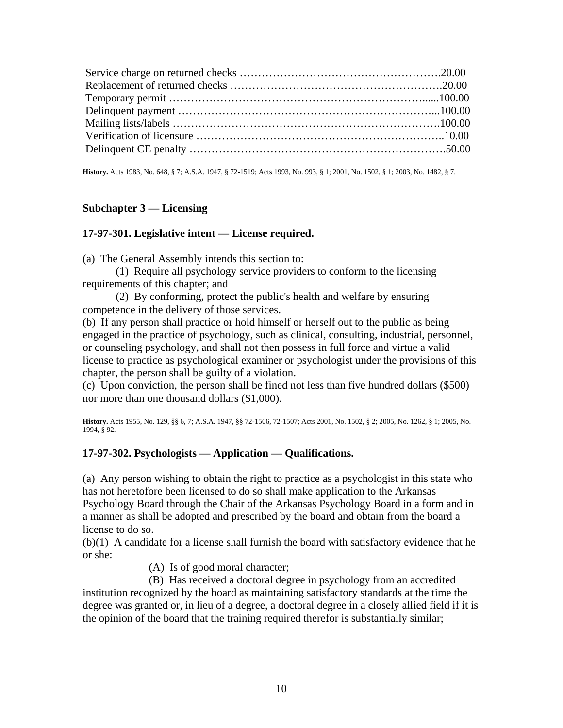Service charge on returned checks ……………………………………………….20.00
Replacement of returned checks ……………………………………………….20.00
Temporary permit …………………………………………………………......100.00
Delinquent payment ………………………………………………………...100.00
Mailing lists/labels …………………………………………………………….100.00
Verification of licensure ……………………………………………………..10.00
Delinquent CE penalty ………………………………………………………….50.00

**History.** Acts 1983, No. 648, § 7; A.S.A. 1947, § 72-1519; Acts 1993, No. 993, § 1; 2001, No. 1502, § 1; 2003, No. 1482, § 7.

## Subchapter 3 — Licensing

### 17-97-301. Legislative intent — License required.

(a) The General Assembly intends this section to:

(1) Require all psychology service providers to conform to the licensing requirements of this chapter; and

(2) By conforming, protect the public's health and welfare by ensuring competence in the delivery of those services.

(b) If any person shall practice or hold himself or herself out to the public as being engaged in the practice of psychology, such as clinical, consulting, industrial, personnel, or counseling psychology, and shall not then possess in full force and virtue a valid license to practice as psychological examiner or psychologist under the provisions of this chapter, the person shall be guilty of a violation.

(c) Upon conviction, the person shall be fined not less than five hundred dollars ($500) nor more than one thousand dollars ($1,000).

**History.** Acts 1955, No. 129, §§ 6, 7; A.S.A. 1947, §§ 72-1506, 72-1507; Acts 2001, No. 1502, § 2; 2005, No. 1262, § 1; 2005, No. 1994, § 92.

### 17-97-302. Psychologists — Application — Qualifications.

(a) Any person wishing to obtain the right to practice as a psychologist in this state who has not heretofore been licensed to do so shall make application to the Arkansas Psychology Board through the Chair of the Arkansas Psychology Board in a form and in a manner as shall be adopted and prescribed by the board and obtain from the board a license to do so.

(b)(1) A candidate for a license shall furnish the board with satisfactory evidence that he or she:

(A) Is of good moral character;

(B) Has received a doctoral degree in psychology from an accredited institution recognized by the board as maintaining satisfactory standards at the time the degree was granted or, in lieu of a degree, a doctoral degree in a closely allied field if it is the opinion of the board that the training required therefor is substantially similar;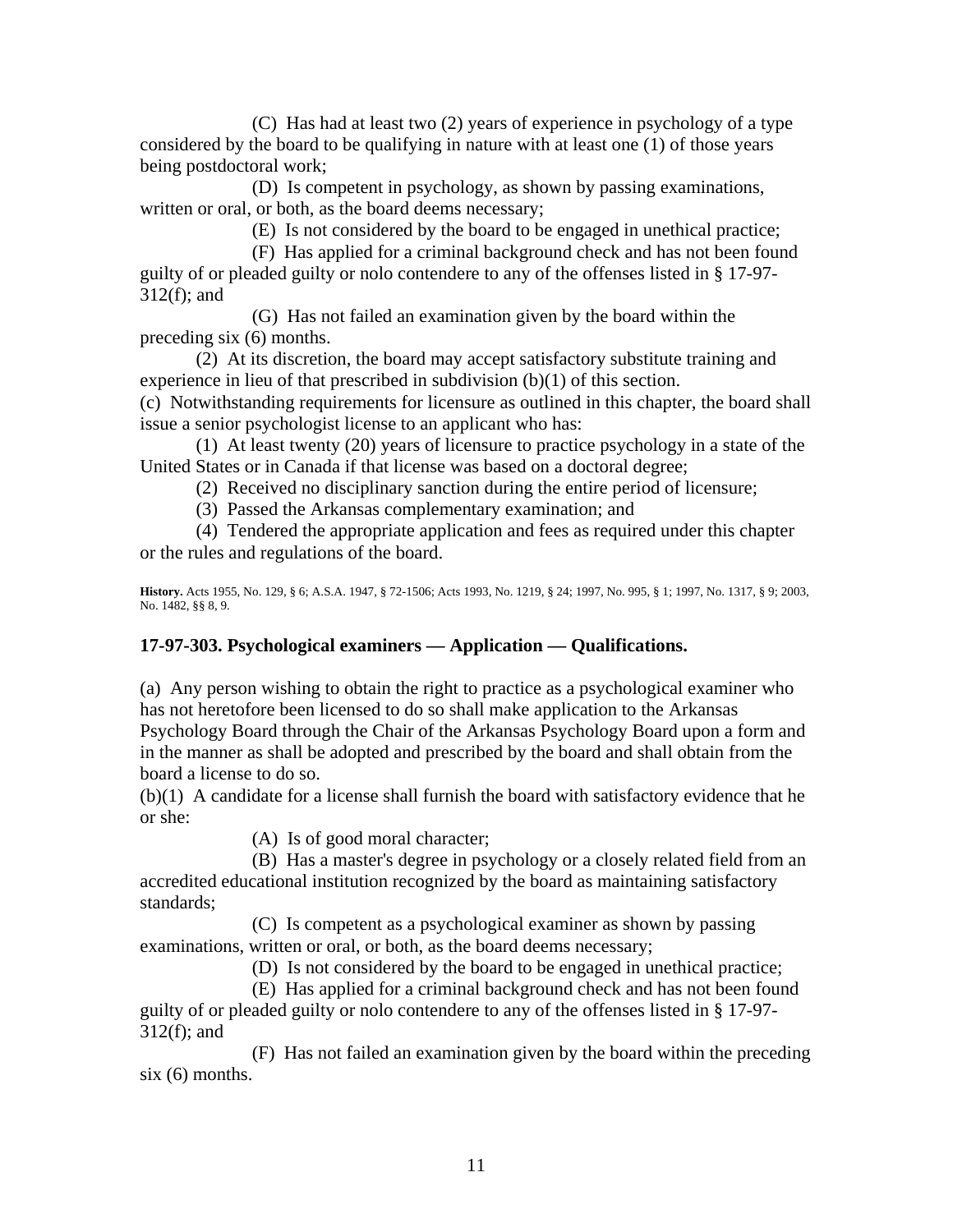(C) Has had at least two (2) years of experience in psychology of a type considered by the board to be qualifying in nature with at least one (1) of those years being postdoctoral work;

(D) Is competent in psychology, as shown by passing examinations, written or oral, or both, as the board deems necessary;

(E) Is not considered by the board to be engaged in unethical practice;

(F) Has applied for a criminal background check and has not been found guilty of or pleaded guilty or nolo contendere to any of the offenses listed in § 17-97-312(f); and

(G) Has not failed an examination given by the board within the preceding six (6) months.

(2) At its discretion, the board may accept satisfactory substitute training and experience in lieu of that prescribed in subdivision (b)(1) of this section.

(c) Notwithstanding requirements for licensure as outlined in this chapter, the board shall issue a senior psychologist license to an applicant who has:

(1) At least twenty (20) years of licensure to practice psychology in a state of the United States or in Canada if that license was based on a doctoral degree;

(2) Received no disciplinary sanction during the entire period of licensure;

(3) Passed the Arkansas complementary examination; and

(4) Tendered the appropriate application and fees as required under this chapter or the rules and regulations of the board.

**History.** Acts 1955, No. 129, § 6; A.S.A. 1947, § 72-1506; Acts 1993, No. 1219, § 24; 1997, No. 995, § 1; 1997, No. 1317, § 9; 2003, No. 1482, §§ 8, 9.

### 17-97-303. Psychological examiners — Application — Qualifications.

(a) Any person wishing to obtain the right to practice as a psychological examiner who has not heretofore been licensed to do so shall make application to the Arkansas Psychology Board through the Chair of the Arkansas Psychology Board upon a form and in the manner as shall be adopted and prescribed by the board and shall obtain from the board a license to do so.

(b)(1) A candidate for a license shall furnish the board with satisfactory evidence that he or she:

(A) Is of good moral character;

(B) Has a master's degree in psychology or a closely related field from an accredited educational institution recognized by the board as maintaining satisfactory standards;

(C) Is competent as a psychological examiner as shown by passing examinations, written or oral, or both, as the board deems necessary;

(D) Is not considered by the board to be engaged in unethical practice;

(E) Has applied for a criminal background check and has not been found guilty of or pleaded guilty or nolo contendere to any of the offenses listed in § 17-97-312(f); and

(F) Has not failed an examination given by the board within the preceding six (6) months.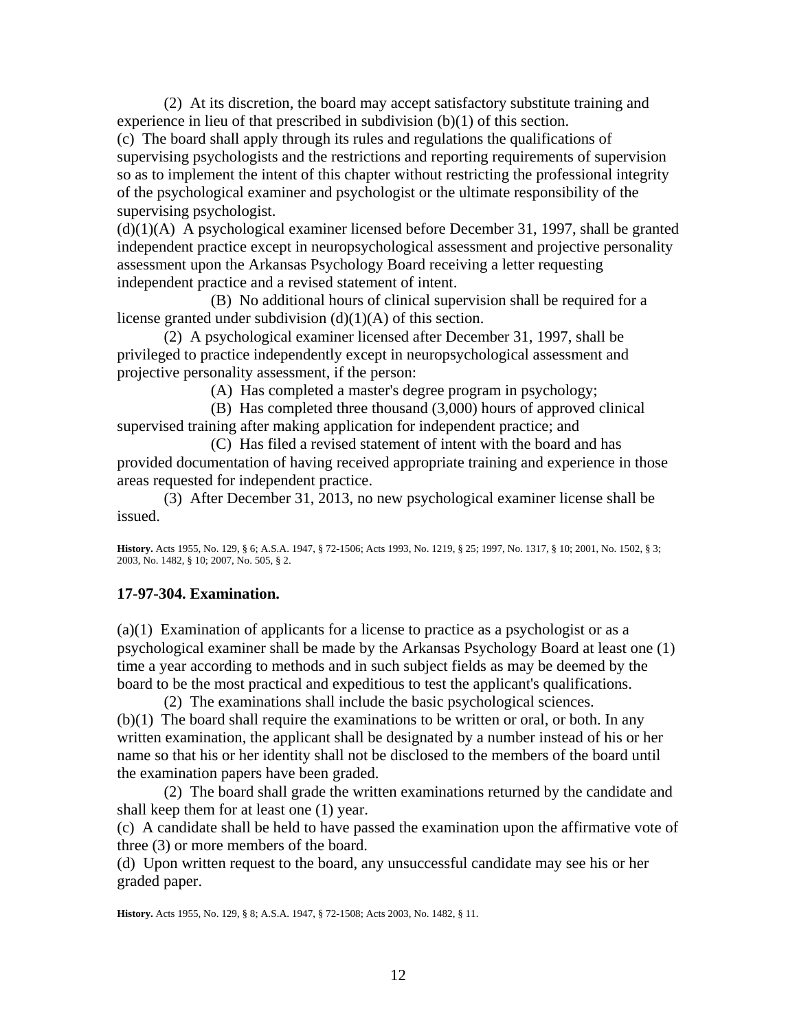(2) At its discretion, the board may accept satisfactory substitute training and experience in lieu of that prescribed in subdivision (b)(1) of this section.

(c) The board shall apply through its rules and regulations the qualifications of supervising psychologists and the restrictions and reporting requirements of supervision so as to implement the intent of this chapter without restricting the professional integrity of the psychological examiner and psychologist or the ultimate responsibility of the supervising psychologist.

(d)(1)(A) A psychological examiner licensed before December 31, 1997, shall be granted independent practice except in neuropsychological assessment and projective personality assessment upon the Arkansas Psychology Board receiving a letter requesting independent practice and a revised statement of intent.

(B) No additional hours of clinical supervision shall be required for a license granted under subdivision (d)(1)(A) of this section.

(2) A psychological examiner licensed after December 31, 1997, shall be privileged to practice independently except in neuropsychological assessment and projective personality assessment, if the person:

(A) Has completed a master's degree program in psychology;

(B) Has completed three thousand (3,000) hours of approved clinical supervised training after making application for independent practice; and

(C) Has filed a revised statement of intent with the board and has provided documentation of having received appropriate training and experience in those areas requested for independent practice.

(3) After December 31, 2013, no new psychological examiner license shall be issued.

**History.** Acts 1955, No. 129, § 6; A.S.A. 1947, § 72-1506; Acts 1993, No. 1219, § 25; 1997, No. 1317, § 10; 2001, No. 1502, § 3; 2003, No. 1482, § 10; 2007, No. 505, § 2.

### 17-97-304. Examination.

(a)(1) Examination of applicants for a license to practice as a psychologist or as a psychological examiner shall be made by the Arkansas Psychology Board at least one (1) time a year according to methods and in such subject fields as may be deemed by the board to be the most practical and expeditious to test the applicant's qualifications.

(2) The examinations shall include the basic psychological sciences.

(b)(1) The board shall require the examinations to be written or oral, or both. In any written examination, the applicant shall be designated by a number instead of his or her name so that his or her identity shall not be disclosed to the members of the board until the examination papers have been graded.

(2) The board shall grade the written examinations returned by the candidate and shall keep them for at least one (1) year.

(c) A candidate shall be held to have passed the examination upon the affirmative vote of three (3) or more members of the board.

(d) Upon written request to the board, any unsuccessful candidate may see his or her graded paper.

**History.** Acts 1955, No. 129, § 8; A.S.A. 1947, § 72-1508; Acts 2003, No. 1482, § 11.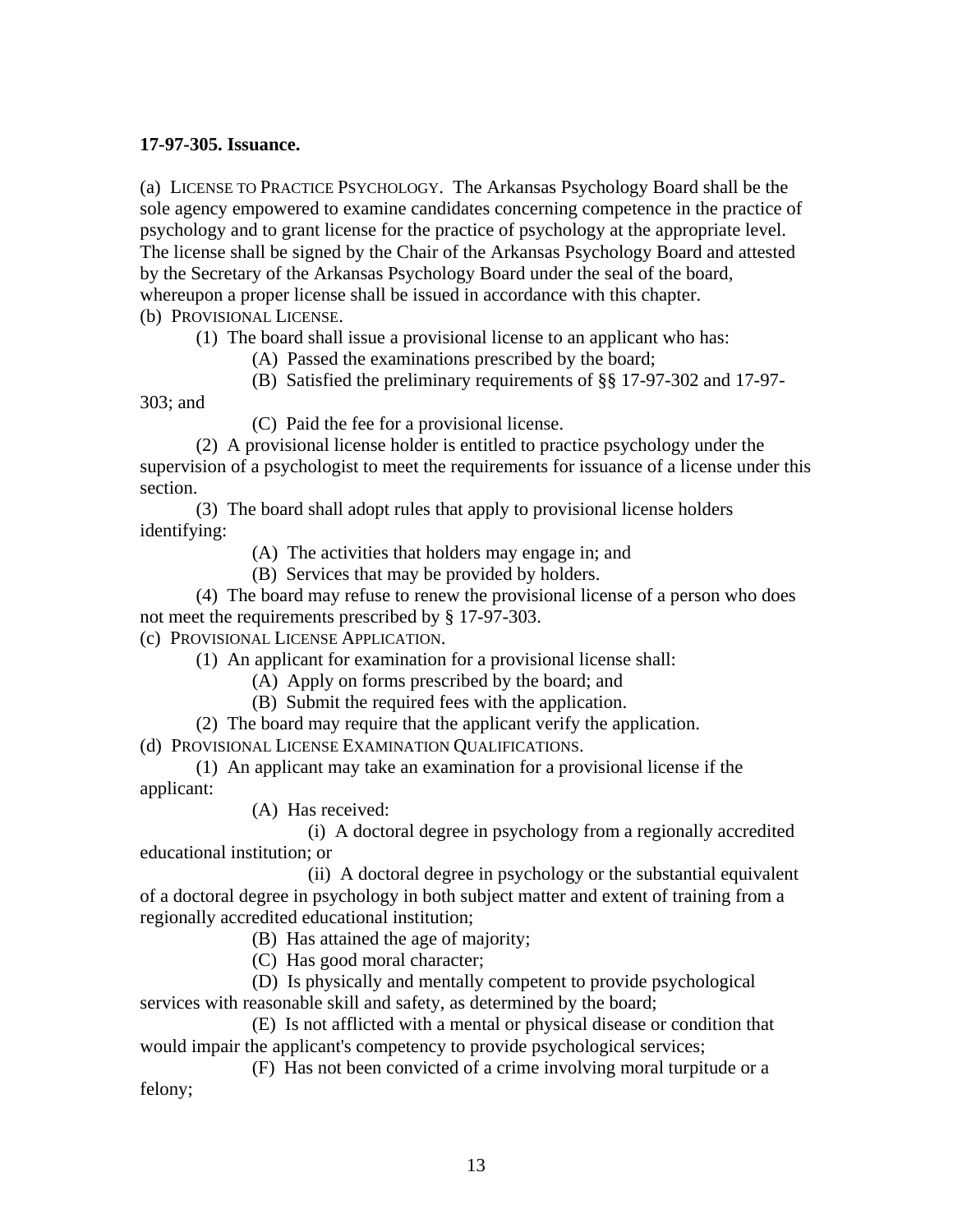**17-97-305. Issuance.**

(a) LICENSE TO PRACTICE PSYCHOLOGY. The Arkansas Psychology Board shall be the sole agency empowered to examine candidates concerning competence in the practice of psychology and to grant license for the practice of psychology at the appropriate level. The license shall be signed by the Chair of the Arkansas Psychology Board and attested by the Secretary of the Arkansas Psychology Board under the seal of the board, whereupon a proper license shall be issued in accordance with this chapter.

(b) PROVISIONAL LICENSE.

(1) The board shall issue a provisional license to an applicant who has:

(A) Passed the examinations prescribed by the board;

(B) Satisfied the preliminary requirements of §§ 17-97-302 and 17-97-303; and

(C) Paid the fee for a provisional license.

(2) A provisional license holder is entitled to practice psychology under the supervision of a psychologist to meet the requirements for issuance of a license under this section.

(3) The board shall adopt rules that apply to provisional license holders identifying:

(A) The activities that holders may engage in; and

(B) Services that may be provided by holders.

(4) The board may refuse to renew the provisional license of a person who does not meet the requirements prescribed by § 17-97-303.

(c) PROVISIONAL LICENSE APPLICATION.

(1) An applicant for examination for a provisional license shall:

(A) Apply on forms prescribed by the board; and

(B) Submit the required fees with the application.

(2) The board may require that the applicant verify the application.

(d) PROVISIONAL LICENSE EXAMINATION QUALIFICATIONS.

(1) An applicant may take an examination for a provisional license if the applicant:

(A) Has received:

(i) A doctoral degree in psychology from a regionally accredited educational institution; or

(ii) A doctoral degree in psychology or the substantial equivalent of a doctoral degree in psychology in both subject matter and extent of training from a regionally accredited educational institution;

(B) Has attained the age of majority;

(C) Has good moral character;

(D) Is physically and mentally competent to provide psychological services with reasonable skill and safety, as determined by the board;

(E) Is not afflicted with a mental or physical disease or condition that would impair the applicant's competency to provide psychological services;

(F) Has not been convicted of a crime involving moral turpitude or a felony;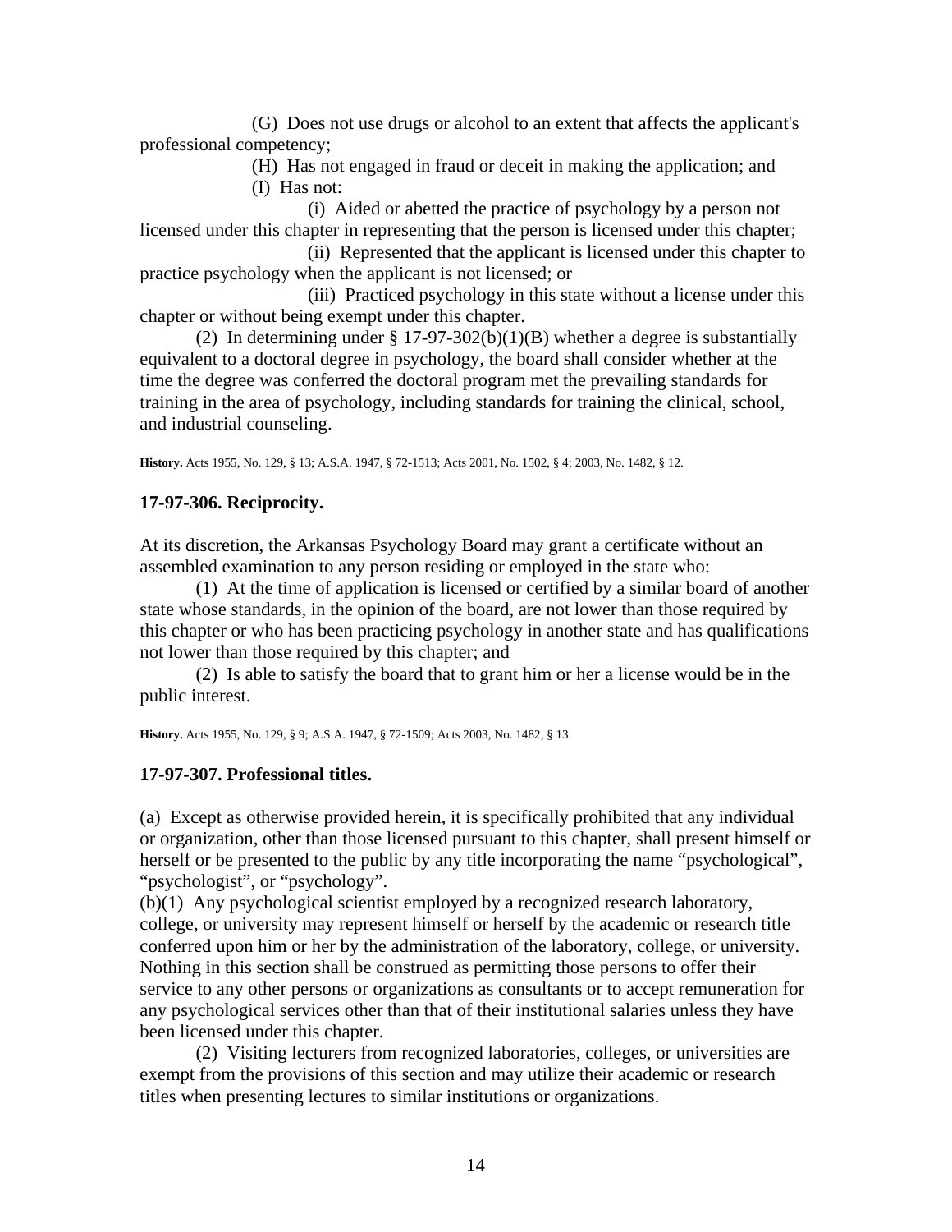(G) Does not use drugs or alcohol to an extent that affects the applicant's professional competency;

(H) Has not engaged in fraud or deceit in making the application; and

(I) Has not:

(i) Aided or abetted the practice of psychology by a person not licensed under this chapter in representing that the person is licensed under this chapter;

(ii) Represented that the applicant is licensed under this chapter to practice psychology when the applicant is not licensed; or

(iii) Practiced psychology in this state without a license under this chapter or without being exempt under this chapter.

(2) In determining under § 17-97-302(b)(1)(B) whether a degree is substantially equivalent to a doctoral degree in psychology, the board shall consider whether at the time the degree was conferred the doctoral program met the prevailing standards for training in the area of psychology, including standards for training the clinical, school, and industrial counseling.

**History.** Acts 1955, No. 129, § 13; A.S.A. 1947, § 72-1513; Acts 2001, No. 1502, § 4; 2003, No. 1482, § 12.

### 17-97-306. Reciprocity.

At its discretion, the Arkansas Psychology Board may grant a certificate without an assembled examination to any person residing or employed in the state who:

(1) At the time of application is licensed or certified by a similar board of another state whose standards, in the opinion of the board, are not lower than those required by this chapter or who has been practicing psychology in another state and has qualifications not lower than those required by this chapter; and

(2) Is able to satisfy the board that to grant him or her a license would be in the public interest.

**History.** Acts 1955, No. 129, § 9; A.S.A. 1947, § 72-1509; Acts 2003, No. 1482, § 13.

### 17-97-307. Professional titles.

(a) Except as otherwise provided herein, it is specifically prohibited that any individual or organization, other than those licensed pursuant to this chapter, shall present himself or herself or be presented to the public by any title incorporating the name "psychological", "psychologist", or "psychology".

(b)(1) Any psychological scientist employed by a recognized research laboratory, college, or university may represent himself or herself by the academic or research title conferred upon him or her by the administration of the laboratory, college, or university. Nothing in this section shall be construed as permitting those persons to offer their service to any other persons or organizations as consultants or to accept remuneration for any psychological services other than that of their institutional salaries unless they have been licensed under this chapter.

(2) Visiting lecturers from recognized laboratories, colleges, or universities are exempt from the provisions of this section and may utilize their academic or research titles when presenting lectures to similar institutions or organizations.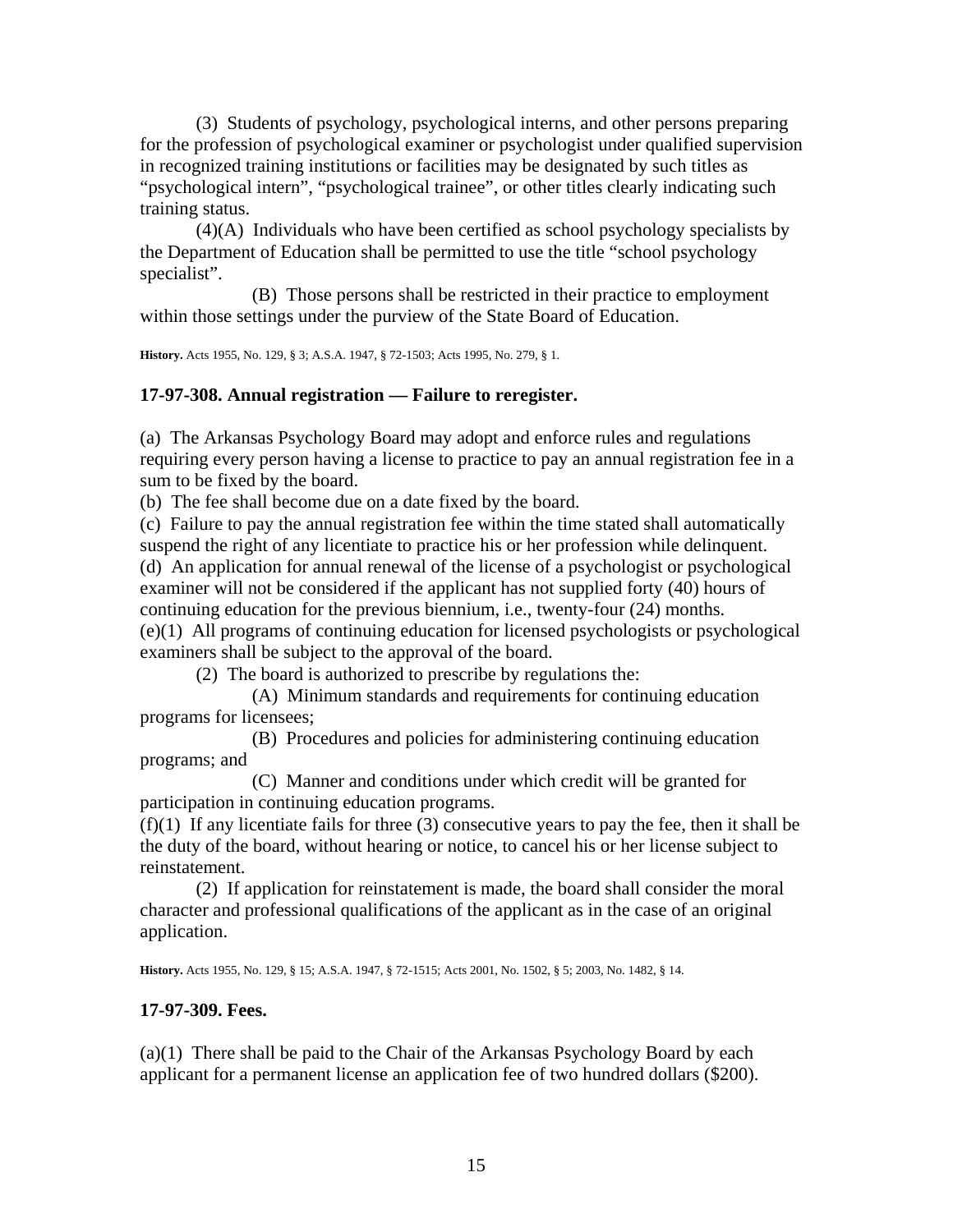(3) Students of psychology, psychological interns, and other persons preparing for the profession of psychological examiner or psychologist under qualified supervision in recognized training institutions or facilities may be designated by such titles as "psychological intern", "psychological trainee", or other titles clearly indicating such training status.

(4)(A) Individuals who have been certified as school psychology specialists by the Department of Education shall be permitted to use the title "school psychology specialist".

(B) Those persons shall be restricted in their practice to employment within those settings under the purview of the State Board of Education.

**History.** Acts 1955, No. 129, § 3; A.S.A. 1947, § 72-1503; Acts 1995, No. 279, § 1.

### 17-97-308. Annual registration — Failure to reregister.

(a) The Arkansas Psychology Board may adopt and enforce rules and regulations requiring every person having a license to practice to pay an annual registration fee in a sum to be fixed by the board.

(b) The fee shall become due on a date fixed by the board.

(c) Failure to pay the annual registration fee within the time stated shall automatically suspend the right of any licentiate to practice his or her profession while delinquent.

(d) An application for annual renewal of the license of a psychologist or psychological examiner will not be considered if the applicant has not supplied forty (40) hours of continuing education for the previous biennium, i.e., twenty-four (24) months.

(e)(1) All programs of continuing education for licensed psychologists or psychological examiners shall be subject to the approval of the board.

(2) The board is authorized to prescribe by regulations the:

(A) Minimum standards and requirements for continuing education programs for licensees;

(B) Procedures and policies for administering continuing education programs; and

(C) Manner and conditions under which credit will be granted for participation in continuing education programs.

(f)(1) If any licentiate fails for three (3) consecutive years to pay the fee, then it shall be the duty of the board, without hearing or notice, to cancel his or her license subject to reinstatement.

(2) If application for reinstatement is made, the board shall consider the moral character and professional qualifications of the applicant as in the case of an original application.

**History.** Acts 1955, No. 129, § 15; A.S.A. 1947, § 72-1515; Acts 2001, No. 1502, § 5; 2003, No. 1482, § 14.

### 17-97-309. Fees.

(a)(1) There shall be paid to the Chair of the Arkansas Psychology Board by each applicant for a permanent license an application fee of two hundred dollars ($200).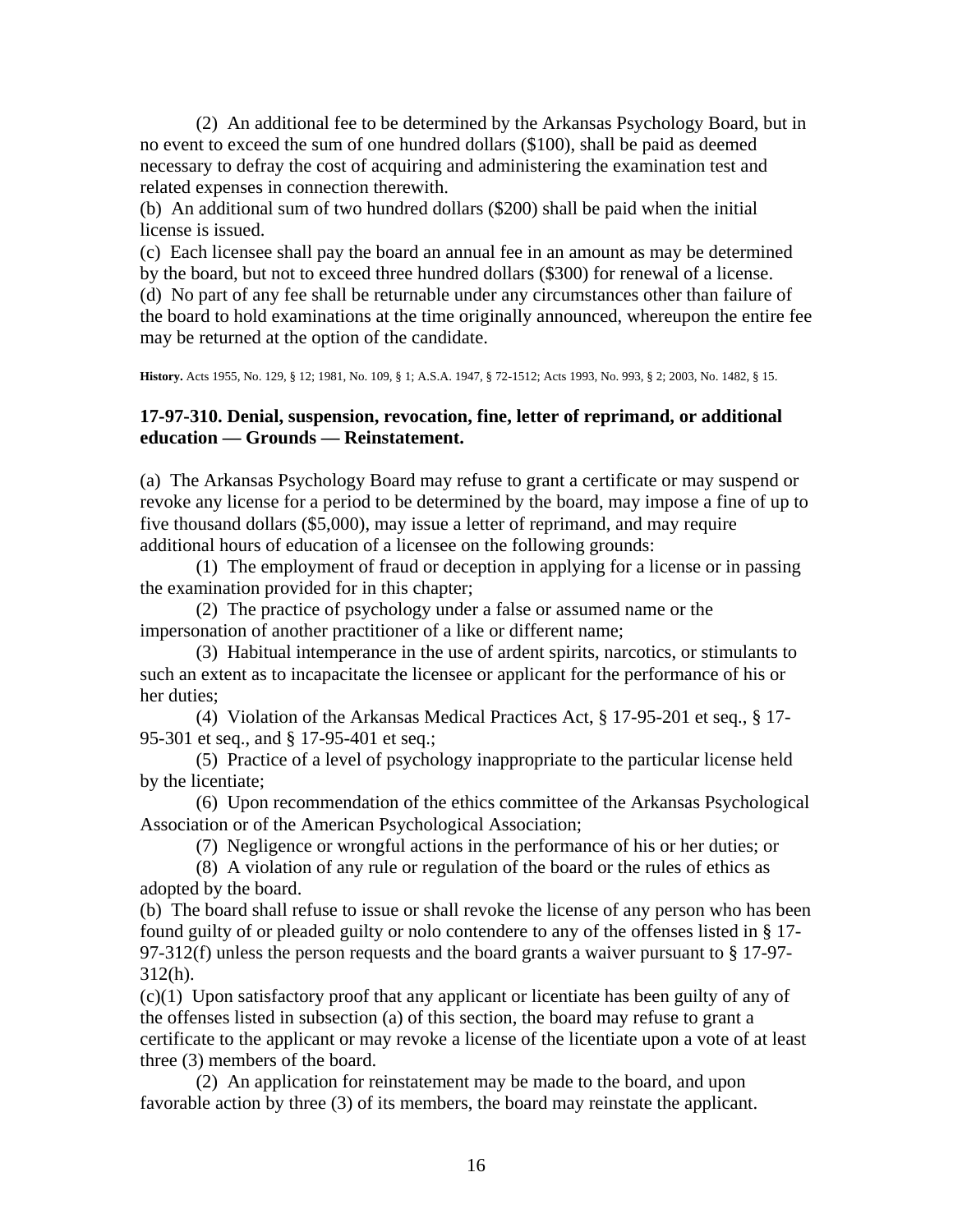(2) An additional fee to be determined by the Arkansas Psychology Board, but in no event to exceed the sum of one hundred dollars ($100), shall be paid as deemed necessary to defray the cost of acquiring and administering the examination test and related expenses in connection therewith.

(b) An additional sum of two hundred dollars ($200) shall be paid when the initial license is issued.

(c) Each licensee shall pay the board an annual fee in an amount as may be determined by the board, but not to exceed three hundred dollars ($300) for renewal of a license.

(d) No part of any fee shall be returnable under any circumstances other than failure of the board to hold examinations at the time originally announced, whereupon the entire fee may be returned at the option of the candidate.

**History.** Acts 1955, No. 129, § 12; 1981, No. 109, § 1; A.S.A. 1947, § 72-1512; Acts 1993, No. 993, § 2; 2003, No. 1482, § 15.

### 17-97-310. Denial, suspension, revocation, fine, letter of reprimand, or additional education — Grounds — Reinstatement.

(a) The Arkansas Psychology Board may refuse to grant a certificate or may suspend or revoke any license for a period to be determined by the board, may impose a fine of up to five thousand dollars ($5,000), may issue a letter of reprimand, and may require additional hours of education of a licensee on the following grounds:

(1) The employment of fraud or deception in applying for a license or in passing the examination provided for in this chapter;

(2) The practice of psychology under a false or assumed name or the impersonation of another practitioner of a like or different name;

(3) Habitual intemperance in the use of ardent spirits, narcotics, or stimulants to such an extent as to incapacitate the licensee or applicant for the performance of his or her duties;

(4) Violation of the Arkansas Medical Practices Act, § 17-95-201 et seq., § 17-95-301 et seq., and § 17-95-401 et seq.;

(5) Practice of a level of psychology inappropriate to the particular license held by the licentiate;

(6) Upon recommendation of the ethics committee of the Arkansas Psychological Association or of the American Psychological Association;

(7) Negligence or wrongful actions in the performance of his or her duties; or

(8) A violation of any rule or regulation of the board or the rules of ethics as adopted by the board.

(b) The board shall refuse to issue or shall revoke the license of any person who has been found guilty of or pleaded guilty or nolo contendere to any of the offenses listed in § 17-97-312(f) unless the person requests and the board grants a waiver pursuant to § 17-97-312(h).

(c)(1) Upon satisfactory proof that any applicant or licentiate has been guilty of any of the offenses listed in subsection (a) of this section, the board may refuse to grant a certificate to the applicant or may revoke a license of the licentiate upon a vote of at least three (3) members of the board.

(2) An application for reinstatement may be made to the board, and upon favorable action by three (3) of its members, the board may reinstate the applicant.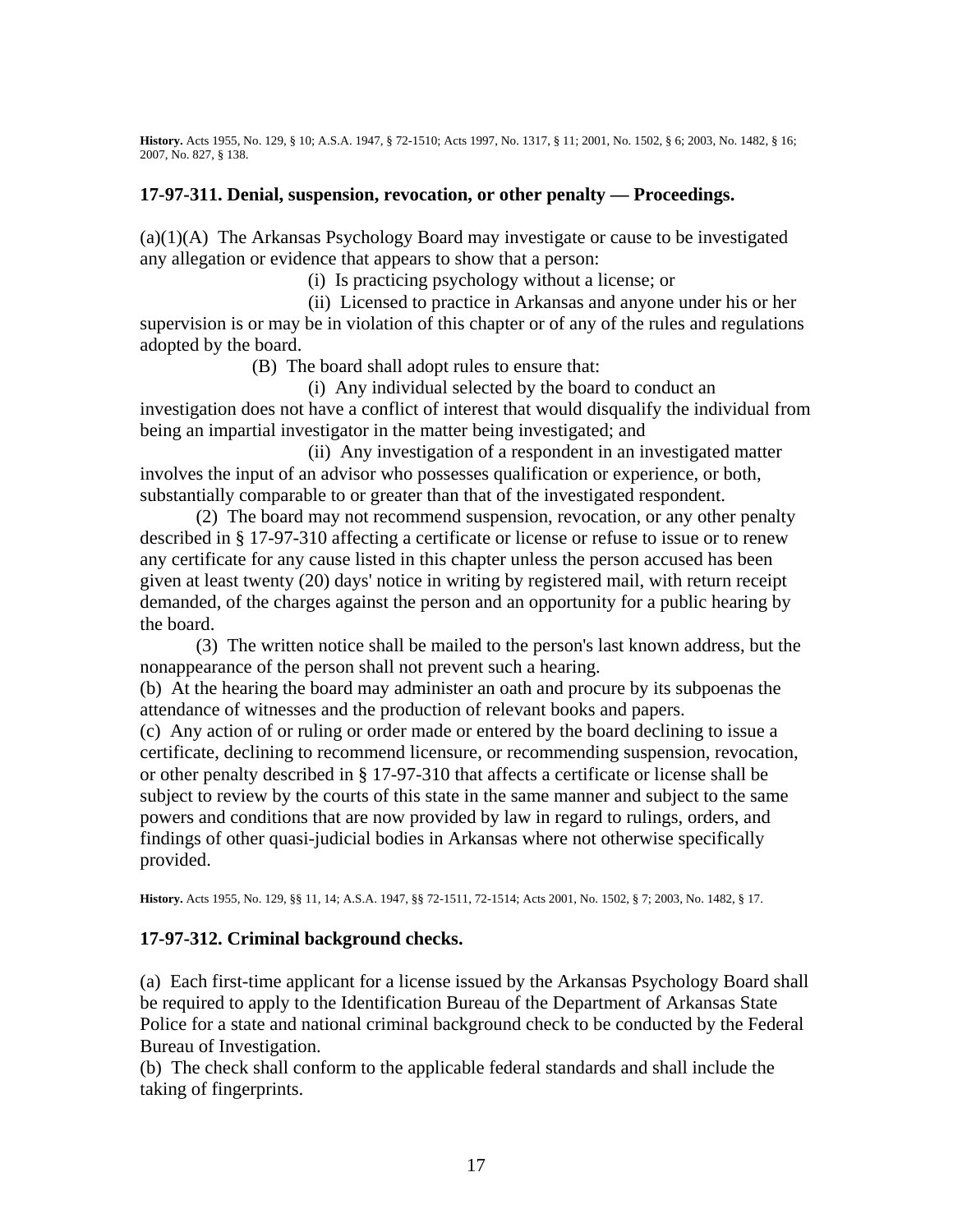**History.** Acts 1955, No. 129, § 10; A.S.A. 1947, § 72-1510; Acts 1997, No. 1317, § 11; 2001, No. 1502, § 6; 2003, No. 1482, § 16; 2007, No. 827, § 138.

### 17-97-311. Denial, suspension, revocation, or other penalty — Proceedings.

(a)(1)(A) The Arkansas Psychology Board may investigate or cause to be investigated any allegation or evidence that appears to show that a person:

(i) Is practicing psychology without a license; or

(ii) Licensed to practice in Arkansas and anyone under his or her supervision is or may be in violation of this chapter or of any of the rules and regulations adopted by the board.

(B) The board shall adopt rules to ensure that:

(i) Any individual selected by the board to conduct an investigation does not have a conflict of interest that would disqualify the individual from being an impartial investigator in the matter being investigated; and

(ii) Any investigation of a respondent in an investigated matter involves the input of an advisor who possesses qualification or experience, or both, substantially comparable to or greater than that of the investigated respondent.

(2) The board may not recommend suspension, revocation, or any other penalty described in § 17-97-310 affecting a certificate or license or refuse to issue or to renew any certificate for any cause listed in this chapter unless the person accused has been given at least twenty (20) days' notice in writing by registered mail, with return receipt demanded, of the charges against the person and an opportunity for a public hearing by the board.

(3) The written notice shall be mailed to the person's last known address, but the nonappearance of the person shall not prevent such a hearing.

(b) At the hearing the board may administer an oath and procure by its subpoenas the attendance of witnesses and the production of relevant books and papers.

(c) Any action of or ruling or order made or entered by the board declining to issue a certificate, declining to recommend licensure, or recommending suspension, revocation, or other penalty described in § 17-97-310 that affects a certificate or license shall be subject to review by the courts of this state in the same manner and subject to the same powers and conditions that are now provided by law in regard to rulings, orders, and findings of other quasi-judicial bodies in Arkansas where not otherwise specifically provided.

**History.** Acts 1955, No. 129, §§ 11, 14; A.S.A. 1947, §§ 72-1511, 72-1514; Acts 2001, No. 1502, § 7; 2003, No. 1482, § 17.

### 17-97-312. Criminal background checks.

(a) Each first-time applicant for a license issued by the Arkansas Psychology Board shall be required to apply to the Identification Bureau of the Department of Arkansas State Police for a state and national criminal background check to be conducted by the Federal Bureau of Investigation.

(b) The check shall conform to the applicable federal standards and shall include the taking of fingerprints.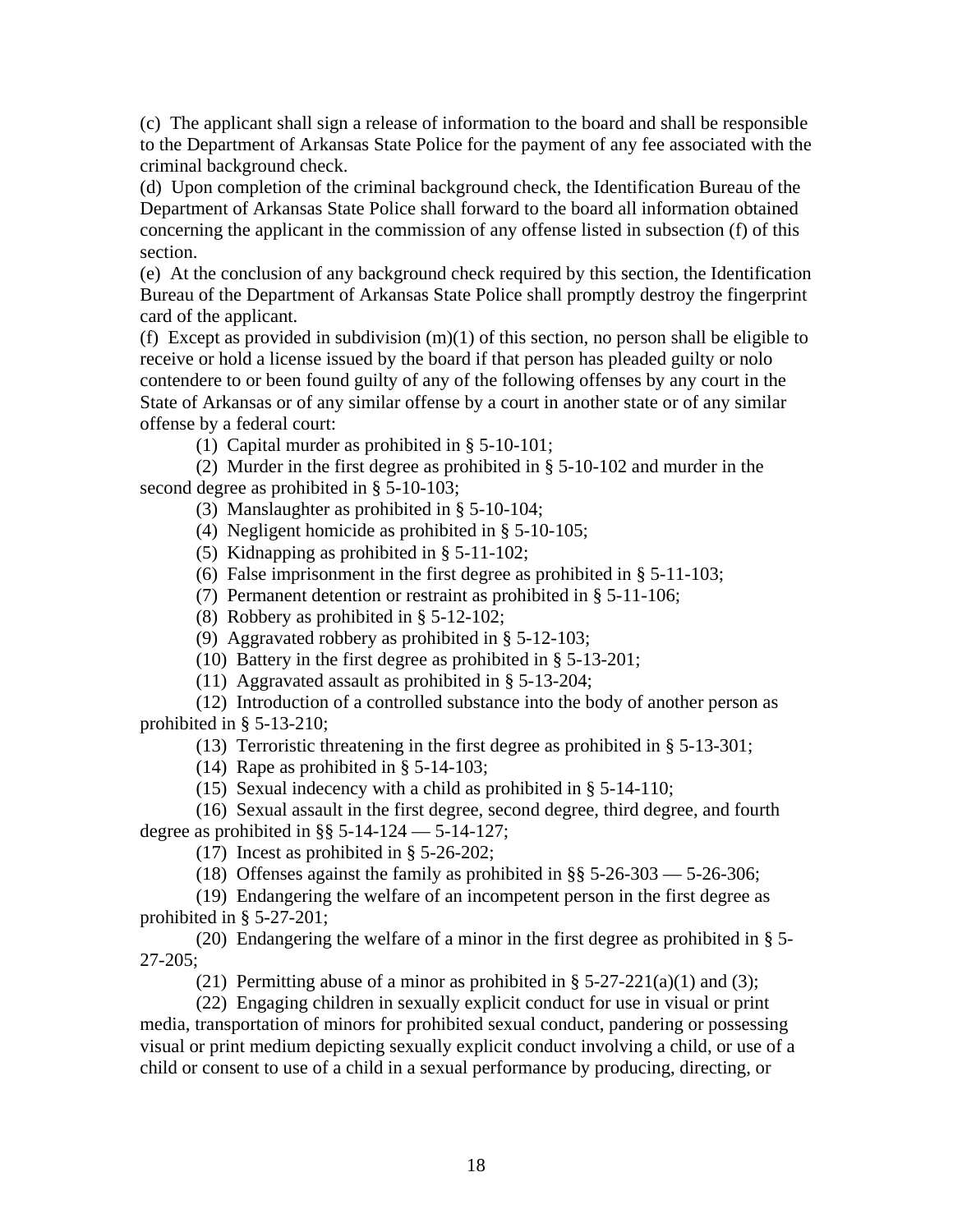(c) The applicant shall sign a release of information to the board and shall be responsible to the Department of Arkansas State Police for the payment of any fee associated with the criminal background check.

(d) Upon completion of the criminal background check, the Identification Bureau of the Department of Arkansas State Police shall forward to the board all information obtained concerning the applicant in the commission of any offense listed in subsection (f) of this section.

(e) At the conclusion of any background check required by this section, the Identification Bureau of the Department of Arkansas State Police shall promptly destroy the fingerprint card of the applicant.

(f) Except as provided in subdivision (m)(1) of this section, no person shall be eligible to receive or hold a license issued by the board if that person has pleaded guilty or nolo contendere to or been found guilty of any of the following offenses by any court in the State of Arkansas or of any similar offense by a court in another state or of any similar offense by a federal court:

(1) Capital murder as prohibited in § 5-10-101;

(2) Murder in the first degree as prohibited in § 5-10-102 and murder in the second degree as prohibited in § 5-10-103;

(3) Manslaughter as prohibited in § 5-10-104;

(4) Negligent homicide as prohibited in § 5-10-105;

(5) Kidnapping as prohibited in § 5-11-102;

(6) False imprisonment in the first degree as prohibited in § 5-11-103;

(7) Permanent detention or restraint as prohibited in § 5-11-106;

(8) Robbery as prohibited in § 5-12-102;

(9) Aggravated robbery as prohibited in § 5-12-103;

(10) Battery in the first degree as prohibited in § 5-13-201;

(11) Aggravated assault as prohibited in § 5-13-204;

(12) Introduction of a controlled substance into the body of another person as prohibited in § 5-13-210;

(13) Terroristic threatening in the first degree as prohibited in § 5-13-301;

(14) Rape as prohibited in § 5-14-103;

(15) Sexual indecency with a child as prohibited in § 5-14-110;

(16) Sexual assault in the first degree, second degree, third degree, and fourth degree as prohibited in §§ 5-14-124 — 5-14-127;

(17) Incest as prohibited in § 5-26-202;

(18) Offenses against the family as prohibited in §§ 5-26-303 — 5-26-306;

(19) Endangering the welfare of an incompetent person in the first degree as prohibited in § 5-27-201;

(20) Endangering the welfare of a minor in the first degree as prohibited in § 5-27-205;

(21) Permitting abuse of a minor as prohibited in § 5-27-221(a)(1) and (3);

(22) Engaging children in sexually explicit conduct for use in visual or print media, transportation of minors for prohibited sexual conduct, pandering or possessing visual or print medium depicting sexually explicit conduct involving a child, or use of a child or consent to use of a child in a sexual performance by producing, directing, or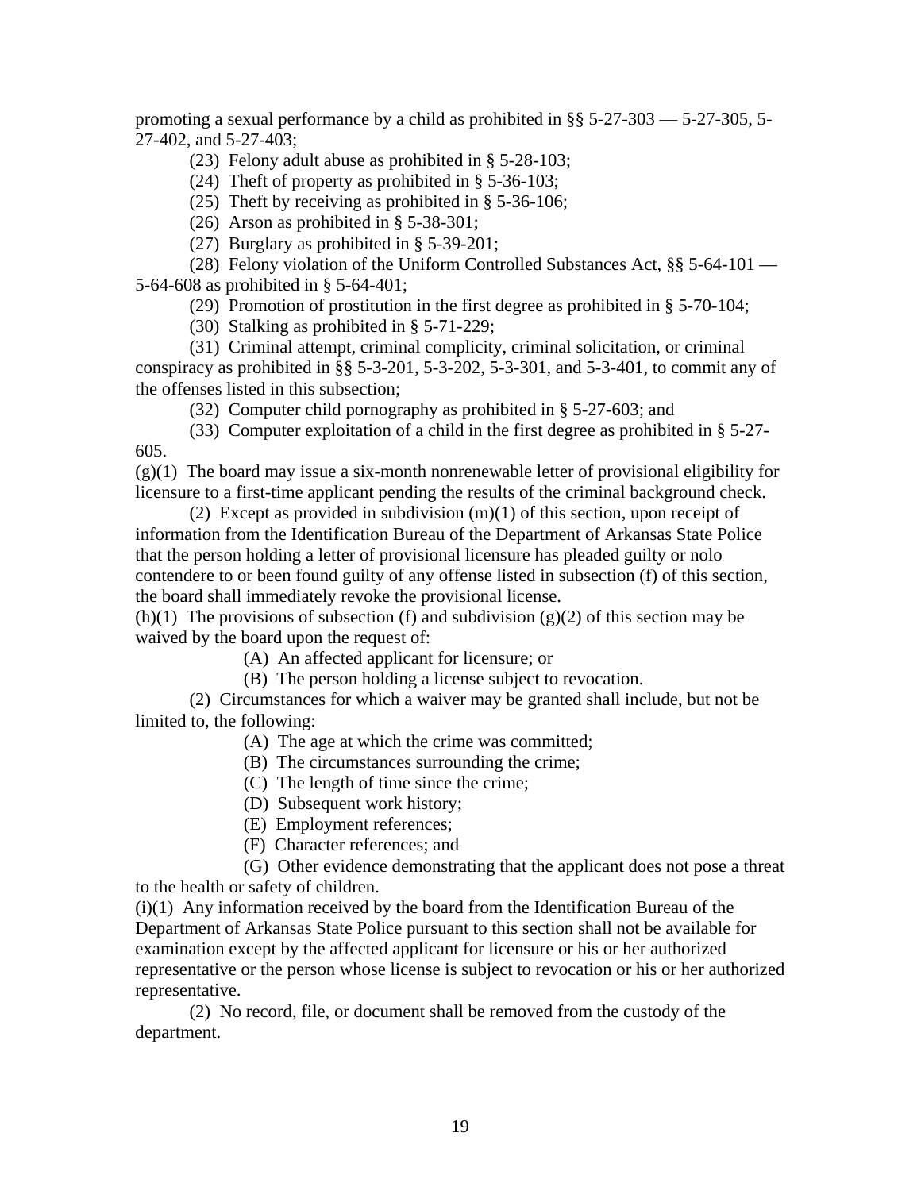promoting a sexual performance by a child as prohibited in §§ 5-27-303 — 5-27-305, 5-27-402, and 5-27-403;

(23) Felony adult abuse as prohibited in § 5-28-103;

(24) Theft of property as prohibited in § 5-36-103;

(25) Theft by receiving as prohibited in § 5-36-106;

(26) Arson as prohibited in § 5-38-301;

(27) Burglary as prohibited in § 5-39-201;

(28) Felony violation of the Uniform Controlled Substances Act, §§ 5-64-101 — 5-64-608 as prohibited in § 5-64-401;

(29) Promotion of prostitution in the first degree as prohibited in § 5-70-104;

(30) Stalking as prohibited in § 5-71-229;

(31) Criminal attempt, criminal complicity, criminal solicitation, or criminal conspiracy as prohibited in §§ 5-3-201, 5-3-202, 5-3-301, and 5-3-401, to commit any of the offenses listed in this subsection;

(32) Computer child pornography as prohibited in § 5-27-603; and

(33) Computer exploitation of a child in the first degree as prohibited in § 5-27-605.

(g)(1) The board may issue a six-month nonrenewable letter of provisional eligibility for licensure to a first-time applicant pending the results of the criminal background check.

(2) Except as provided in subdivision (m)(1) of this section, upon receipt of information from the Identification Bureau of the Department of Arkansas State Police that the person holding a letter of provisional licensure has pleaded guilty or nolo contendere to or been found guilty of any offense listed in subsection (f) of this section, the board shall immediately revoke the provisional license.

(h)(1) The provisions of subsection (f) and subdivision (g)(2) of this section may be waived by the board upon the request of:

(A) An affected applicant for licensure; or

(B) The person holding a license subject to revocation.

(2) Circumstances for which a waiver may be granted shall include, but not be limited to, the following:

(A) The age at which the crime was committed;

(B) The circumstances surrounding the crime;

(C) The length of time since the crime;

(D) Subsequent work history;

(E) Employment references;

(F) Character references; and

(G) Other evidence demonstrating that the applicant does not pose a threat to the health or safety of children.

(i)(1) Any information received by the board from the Identification Bureau of the Department of Arkansas State Police pursuant to this section shall not be available for examination except by the affected applicant for licensure or his or her authorized representative or the person whose license is subject to revocation or his or her authorized representative.

(2) No record, file, or document shall be removed from the custody of the department.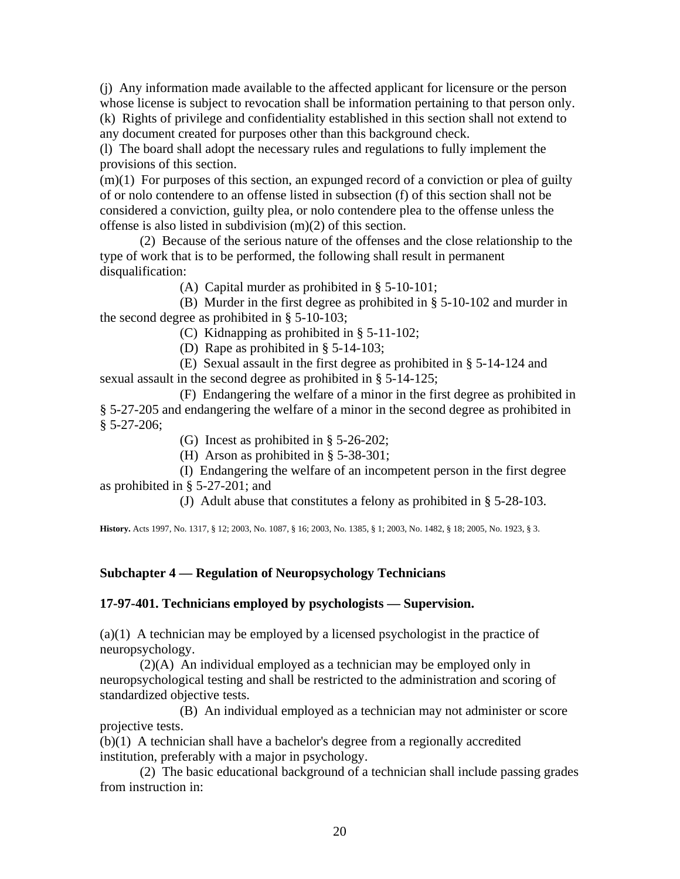(j) Any information made available to the affected applicant for licensure or the person whose license is subject to revocation shall be information pertaining to that person only.

(k) Rights of privilege and confidentiality established in this section shall not extend to any document created for purposes other than this background check.

(l) The board shall adopt the necessary rules and regulations to fully implement the provisions of this section.

(m)(1) For purposes of this section, an expunged record of a conviction or plea of guilty of or nolo contendere to an offense listed in subsection (f) of this section shall not be considered a conviction, guilty plea, or nolo contendere plea to the offense unless the offense is also listed in subdivision (m)(2) of this section.

(2) Because of the serious nature of the offenses and the close relationship to the type of work that is to be performed, the following shall result in permanent disqualification:

(A) Capital murder as prohibited in § 5-10-101;

(B) Murder in the first degree as prohibited in § 5-10-102 and murder in the second degree as prohibited in § 5-10-103;

(C) Kidnapping as prohibited in § 5-11-102;

(D) Rape as prohibited in § 5-14-103;

(E) Sexual assault in the first degree as prohibited in § 5-14-124 and sexual assault in the second degree as prohibited in § 5-14-125;

(F) Endangering the welfare of a minor in the first degree as prohibited in § 5-27-205 and endangering the welfare of a minor in the second degree as prohibited in § 5-27-206;

(G) Incest as prohibited in § 5-26-202;

(H) Arson as prohibited in § 5-38-301;

(I) Endangering the welfare of an incompetent person in the first degree as prohibited in § 5-27-201; and

(J) Adult abuse that constitutes a felony as prohibited in § 5-28-103.

**History.** Acts 1997, No. 1317, § 12; 2003, No. 1087, § 16; 2003, No. 1385, § 1; 2003, No. 1482, § 18; 2005, No. 1923, § 3.

## Subchapter 4 — Regulation of Neuropsychology Technicians

### 17-97-401. Technicians employed by psychologists — Supervision.

(a)(1) A technician may be employed by a licensed psychologist in the practice of neuropsychology.

(2)(A) An individual employed as a technician may be employed only in neuropsychological testing and shall be restricted to the administration and scoring of standardized objective tests.

(B) An individual employed as a technician may not administer or score projective tests.

(b)(1) A technician shall have a bachelor's degree from a regionally accredited institution, preferably with a major in psychology.

(2) The basic educational background of a technician shall include passing grades from instruction in: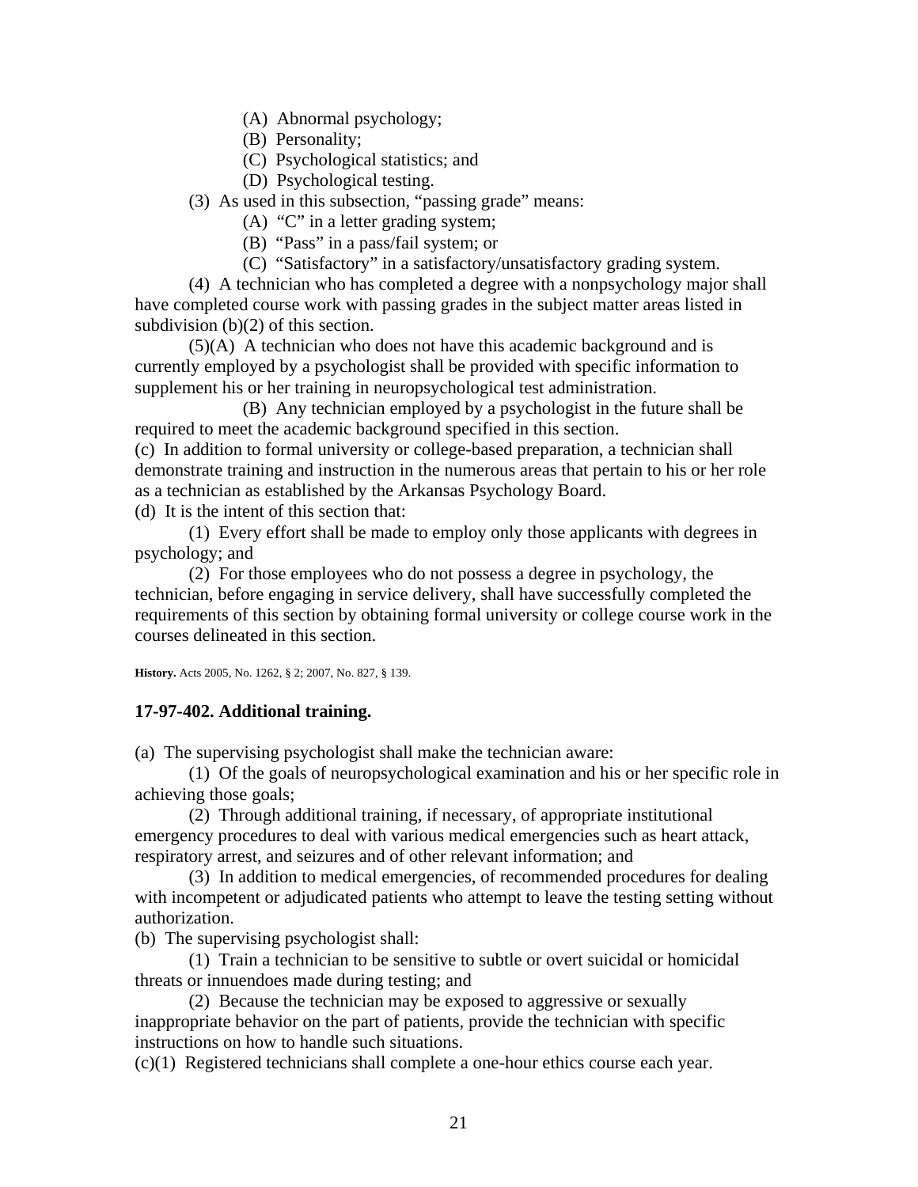(A) Abnormal psychology;

(B) Personality;

(C) Psychological statistics; and

(D) Psychological testing.

(3) As used in this subsection, "passing grade" means:

(A) "C" in a letter grading system;

(B) "Pass" in a pass/fail system; or

(C) "Satisfactory" in a satisfactory/unsatisfactory grading system.

(4) A technician who has completed a degree with a nonpsychology major shall have completed course work with passing grades in the subject matter areas listed in subdivision (b)(2) of this section.

(5)(A) A technician who does not have this academic background and is currently employed by a psychologist shall be provided with specific information to supplement his or her training in neuropsychological test administration.

(B) Any technician employed by a psychologist in the future shall be required to meet the academic background specified in this section.

(c) In addition to formal university or college-based preparation, a technician shall demonstrate training and instruction in the numerous areas that pertain to his or her role as a technician as established by the Arkansas Psychology Board.

(d) It is the intent of this section that:

(1) Every effort shall be made to employ only those applicants with degrees in psychology; and

(2) For those employees who do not possess a degree in psychology, the technician, before engaging in service delivery, shall have successfully completed the requirements of this section by obtaining formal university or college course work in the courses delineated in this section.

**History.** Acts 2005, No. 1262, § 2; 2007, No. 827, § 139.

### 17-97-402. Additional training.

(a) The supervising psychologist shall make the technician aware:

(1) Of the goals of neuropsychological examination and his or her specific role in achieving those goals;

(2) Through additional training, if necessary, of appropriate institutional emergency procedures to deal with various medical emergencies such as heart attack, respiratory arrest, and seizures and of other relevant information; and

(3) In addition to medical emergencies, of recommended procedures for dealing with incompetent or adjudicated patients who attempt to leave the testing setting without authorization.

(b) The supervising psychologist shall:

(1) Train a technician to be sensitive to subtle or overt suicidal or homicidal threats or innuendoes made during testing; and

(2) Because the technician may be exposed to aggressive or sexually inappropriate behavior on the part of patients, provide the technician with specific instructions on how to handle such situations.

(c)(1) Registered technicians shall complete a one-hour ethics course each year.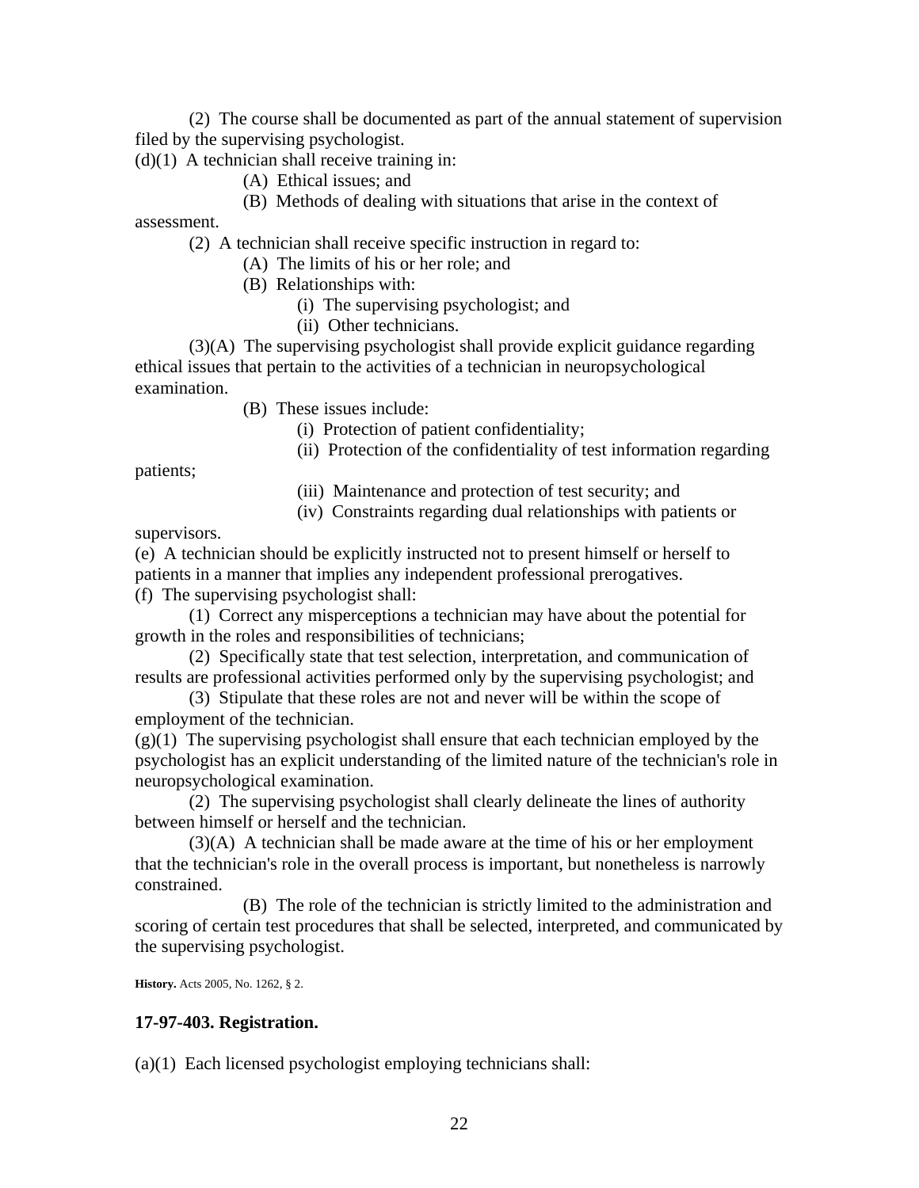(2) The course shall be documented as part of the annual statement of supervision filed by the supervising psychologist.

(d)(1) A technician shall receive training in:

(A) Ethical issues; and

(B) Methods of dealing with situations that arise in the context of assessment.

(2) A technician shall receive specific instruction in regard to:

(A) The limits of his or her role; and

(B) Relationships with:

(i) The supervising psychologist; and

(ii) Other technicians.

(3)(A) The supervising psychologist shall provide explicit guidance regarding ethical issues that pertain to the activities of a technician in neuropsychological examination.

(B) These issues include:

(i) Protection of patient confidentiality;

(ii) Protection of the confidentiality of test information regarding patients;

(iii) Maintenance and protection of test security; and

(iv) Constraints regarding dual relationships with patients or supervisors.

(e) A technician should be explicitly instructed not to present himself or herself to patients in a manner that implies any independent professional prerogatives.

(f) The supervising psychologist shall:

(1) Correct any misperceptions a technician may have about the potential for growth in the roles and responsibilities of technicians;

(2) Specifically state that test selection, interpretation, and communication of results are professional activities performed only by the supervising psychologist; and

(3) Stipulate that these roles are not and never will be within the scope of employment of the technician.

(g)(1) The supervising psychologist shall ensure that each technician employed by the psychologist has an explicit understanding of the limited nature of the technician's role in neuropsychological examination.

(2) The supervising psychologist shall clearly delineate the lines of authority between himself or herself and the technician.

(3)(A) A technician shall be made aware at the time of his or her employment that the technician's role in the overall process is important, but nonetheless is narrowly constrained.

(B) The role of the technician is strictly limited to the administration and scoring of certain test procedures that shall be selected, interpreted, and communicated by the supervising psychologist.

**History.** Acts 2005, No. 1262, § 2.

### 17-97-403. Registration.

(a)(1) Each licensed psychologist employing technicians shall: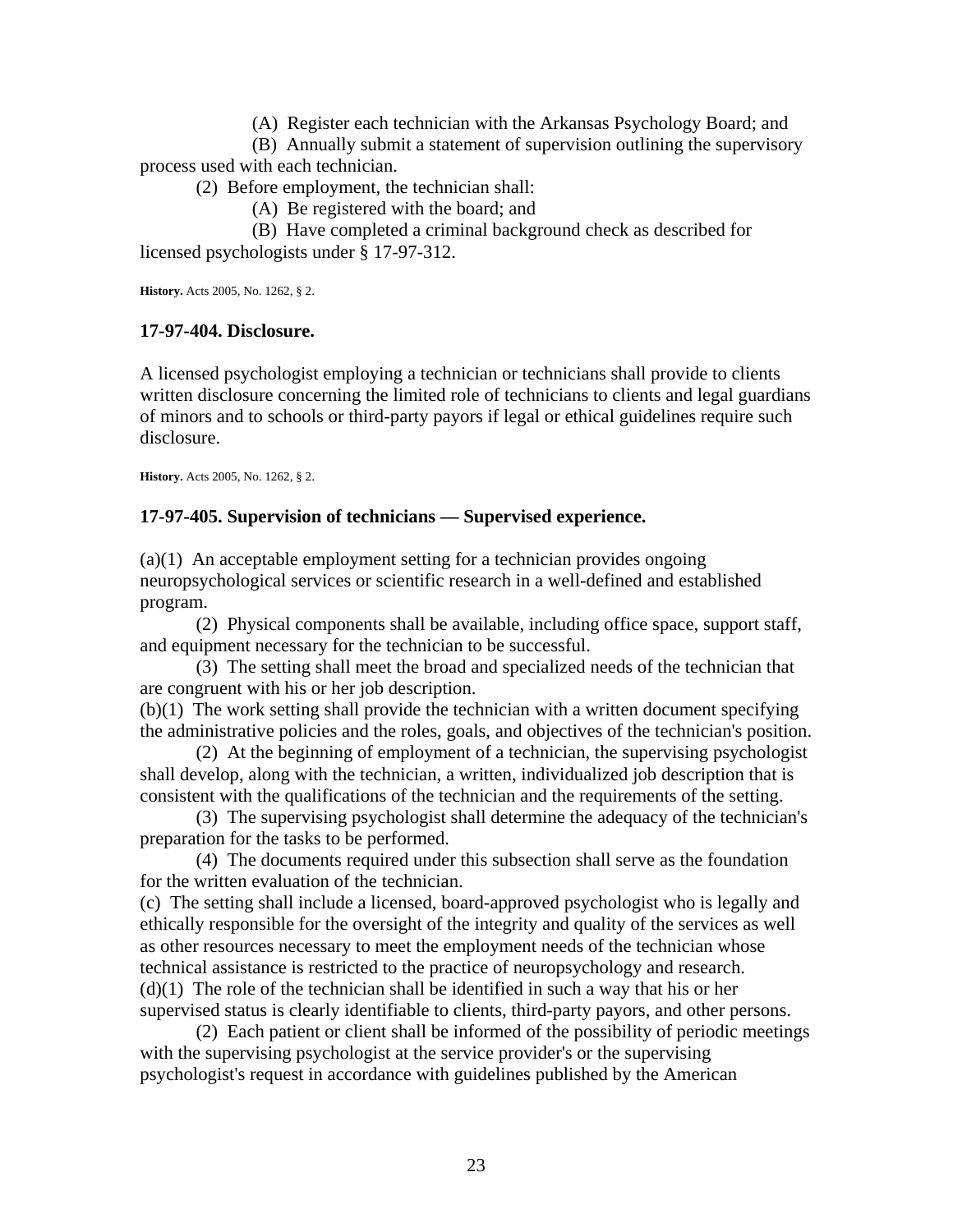(A) Register each technician with the Arkansas Psychology Board; and

(B) Annually submit a statement of supervision outlining the supervisory process used with each technician.

(2) Before employment, the technician shall:

(A) Be registered with the board; and

(B) Have completed a criminal background check as described for licensed psychologists under § 17-97-312.

**History.** Acts 2005, No. 1262, § 2.

### 17-97-404. Disclosure.

A licensed psychologist employing a technician or technicians shall provide to clients written disclosure concerning the limited role of technicians to clients and legal guardians of minors and to schools or third-party payors if legal or ethical guidelines require such disclosure.

**History.** Acts 2005, No. 1262, § 2.

### 17-97-405. Supervision of technicians — Supervised experience.

(a)(1) An acceptable employment setting for a technician provides ongoing neuropsychological services or scientific research in a well-defined and established program.

(2) Physical components shall be available, including office space, support staff, and equipment necessary for the technician to be successful.

(3) The setting shall meet the broad and specialized needs of the technician that are congruent with his or her job description.

(b)(1) The work setting shall provide the technician with a written document specifying the administrative policies and the roles, goals, and objectives of the technician's position.

(2) At the beginning of employment of a technician, the supervising psychologist shall develop, along with the technician, a written, individualized job description that is consistent with the qualifications of the technician and the requirements of the setting.

(3) The supervising psychologist shall determine the adequacy of the technician's preparation for the tasks to be performed.

(4) The documents required under this subsection shall serve as the foundation for the written evaluation of the technician.

(c) The setting shall include a licensed, board-approved psychologist who is legally and ethically responsible for the oversight of the integrity and quality of the services as well as other resources necessary to meet the employment needs of the technician whose technical assistance is restricted to the practice of neuropsychology and research.

(d)(1) The role of the technician shall be identified in such a way that his or her supervised status is clearly identifiable to clients, third-party payors, and other persons.

(2) Each patient or client shall be informed of the possibility of periodic meetings with the supervising psychologist at the service provider's or the supervising psychologist's request in accordance with guidelines published by the American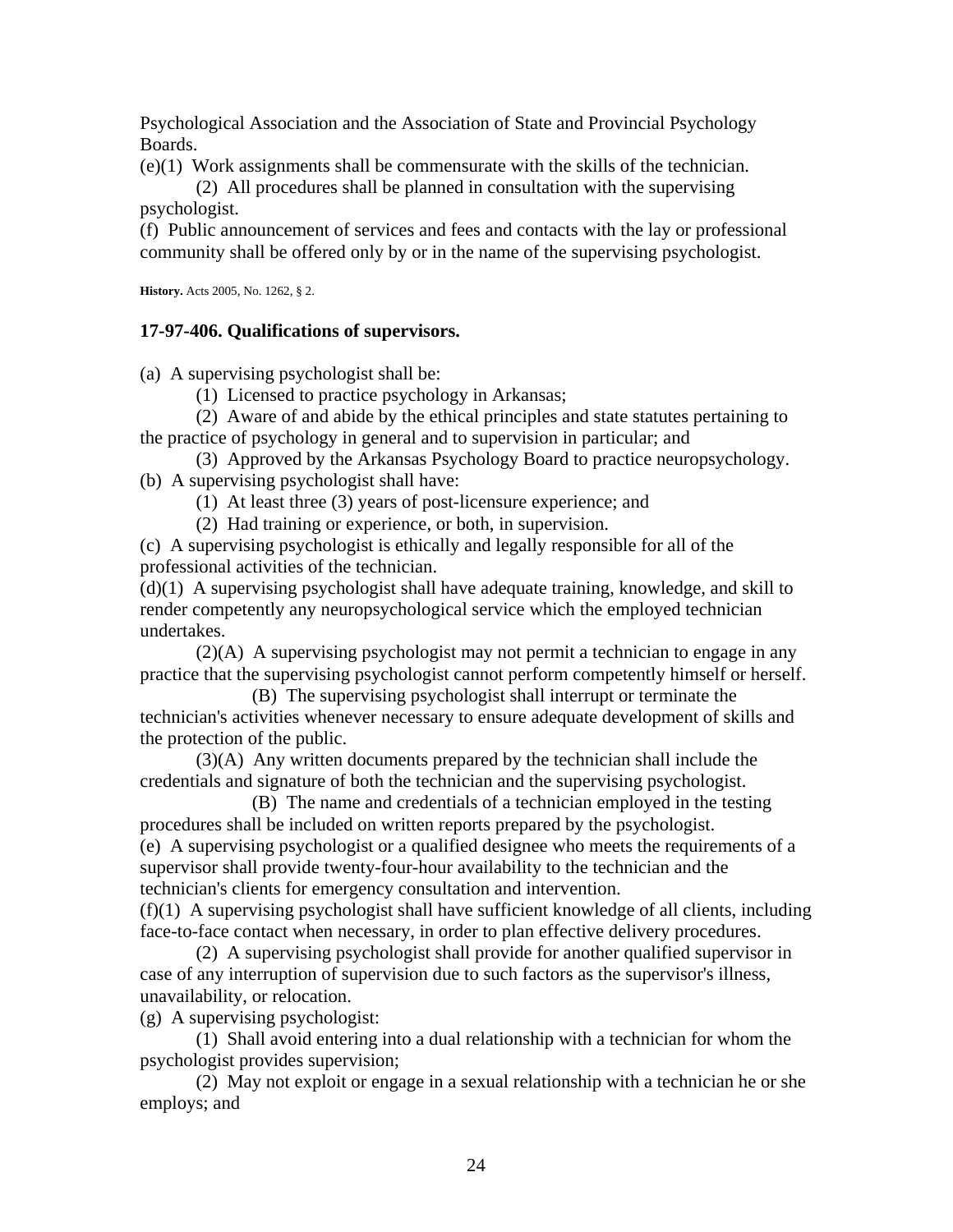Psychological Association and the Association of State and Provincial Psychology Boards.

(e)(1) Work assignments shall be commensurate with the skills of the technician.

(2) All procedures shall be planned in consultation with the supervising psychologist.

(f) Public announcement of services and fees and contacts with the lay or professional community shall be offered only by or in the name of the supervising psychologist.

**History.** Acts 2005, No. 1262, § 2.

### 17-97-406. Qualifications of supervisors.

(a) A supervising psychologist shall be:

(1) Licensed to practice psychology in Arkansas;

(2) Aware of and abide by the ethical principles and state statutes pertaining to the practice of psychology in general and to supervision in particular; and

(3) Approved by the Arkansas Psychology Board to practice neuropsychology.

(b) A supervising psychologist shall have:

(1) At least three (3) years of post-licensure experience; and

(2) Had training or experience, or both, in supervision.

(c) A supervising psychologist is ethically and legally responsible for all of the professional activities of the technician.

(d)(1) A supervising psychologist shall have adequate training, knowledge, and skill to render competently any neuropsychological service which the employed technician undertakes.

(2)(A) A supervising psychologist may not permit a technician to engage in any practice that the supervising psychologist cannot perform competently himself or herself.

(B) The supervising psychologist shall interrupt or terminate the technician's activities whenever necessary to ensure adequate development of skills and the protection of the public.

(3)(A) Any written documents prepared by the technician shall include the credentials and signature of both the technician and the supervising psychologist.

(B) The name and credentials of a technician employed in the testing procedures shall be included on written reports prepared by the psychologist.

(e) A supervising psychologist or a qualified designee who meets the requirements of a supervisor shall provide twenty-four-hour availability to the technician and the technician's clients for emergency consultation and intervention.

(f)(1) A supervising psychologist shall have sufficient knowledge of all clients, including face-to-face contact when necessary, in order to plan effective delivery procedures.

(2) A supervising psychologist shall provide for another qualified supervisor in case of any interruption of supervision due to such factors as the supervisor's illness, unavailability, or relocation.

(g) A supervising psychologist:

(1) Shall avoid entering into a dual relationship with a technician for whom the psychologist provides supervision;

(2) May not exploit or engage in a sexual relationship with a technician he or she employs; and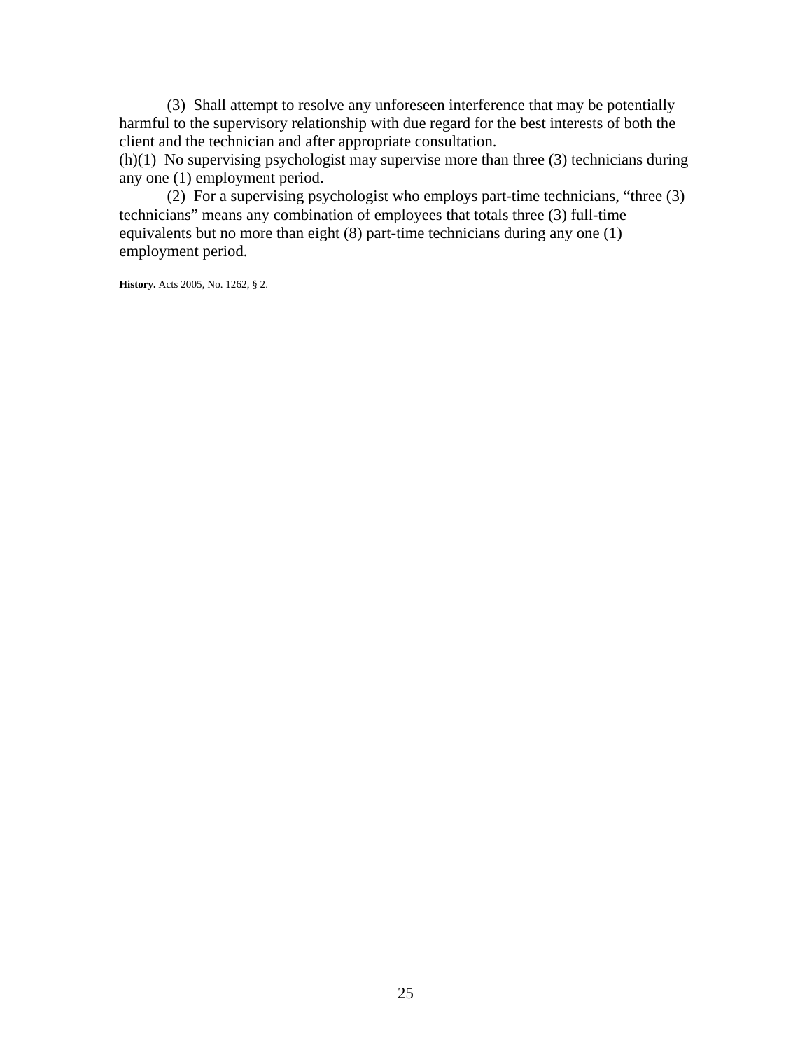(3) Shall attempt to resolve any unforeseen interference that may be potentially harmful to the supervisory relationship with due regard for the best interests of both the client and the technician and after appropriate consultation.

(h)(1) No supervising psychologist may supervise more than three (3) technicians during any one (1) employment period.

(2) For a supervising psychologist who employs part-time technicians, “three (3) technicians” means any combination of employees that totals three (3) full-time equivalents but no more than eight (8) part-time technicians during any one (1) employment period.

**History.** Acts 2005, No. 1262, § 2.